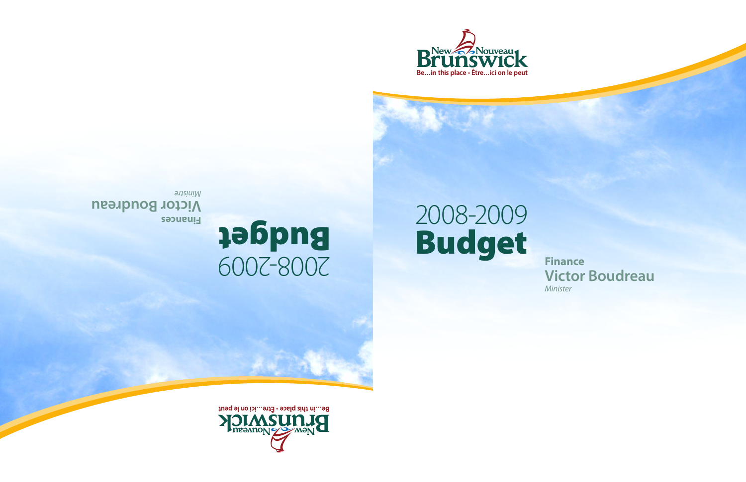New Nouveau Brunswick

Be…in this place • Être…ici on le peut

# 2008-2009 Budget

**Finance**

**Victor Boudreau**

*Minister*

# 2008-2009 Budget

**Finances**

**Victor Boudreau**

*Ministre*

New Nouveau Brunswick

Be…in this place • Être…ici on le peut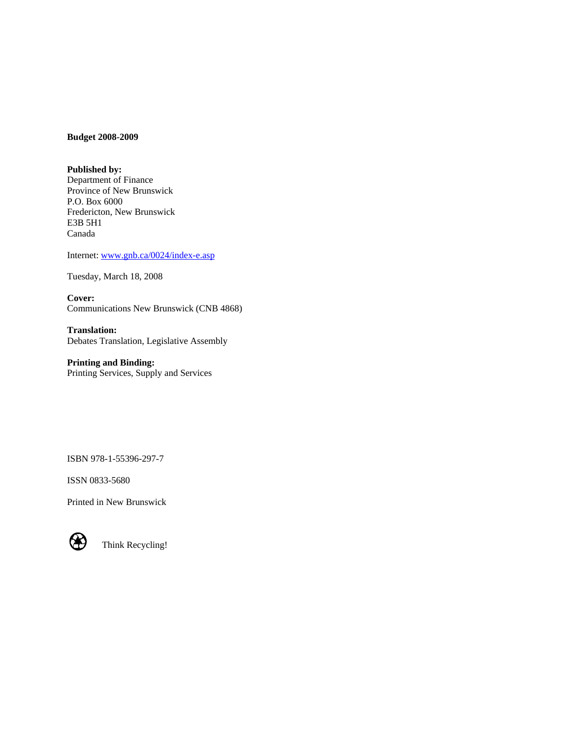**Budget 2008-2009**

**Published by:**
Department of Finance
Province of New Brunswick
P.O. Box 6000
Fredericton, New Brunswick
E3B 5H1
Canada

Internet: [www.gnb.ca/0024/index-e.asp](www.gnb.ca/0024/index-e.asp)

Tuesday, March 18, 2008

**Cover:**
Communications New Brunswick (CNB 4868)

**Translation:**
Debates Translation, Legislative Assembly

**Printing and Binding:**
Printing Services, Supply and Services

ISBN 978-1-55396-297-7

ISSN 0833-5680

Printed in New Brunswick

Think Recycling!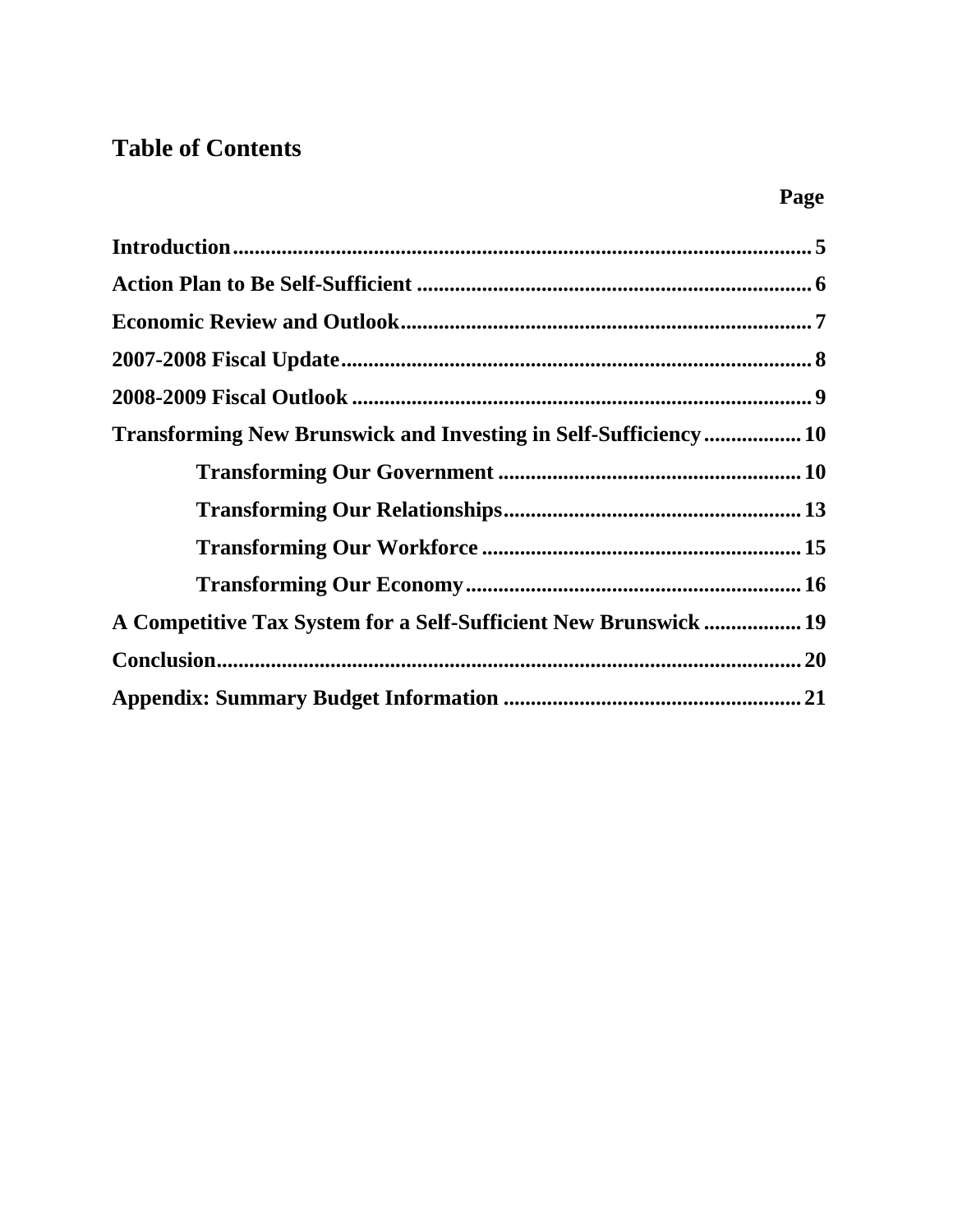# Table of Contents

| | Page |
|---|---|
| **Introduction** | **5** |
| **Action Plan to Be Self-Sufficient** | **6** |
| **Economic Review and Outlook** | **7** |
| **2007-2008 Fiscal Update** | **8** |
| **2008-2009 Fiscal Outlook** | **9** |
| **Transforming New Brunswick and Investing in Self-Sufficiency** | **10** |
| &nbsp;&nbsp;&nbsp;&nbsp;**Transforming Our Government** | **10** |
| &nbsp;&nbsp;&nbsp;&nbsp;**Transforming Our Relationships** | **13** |
| &nbsp;&nbsp;&nbsp;&nbsp;**Transforming Our Workforce** | **15** |
| &nbsp;&nbsp;&nbsp;&nbsp;**Transforming Our Economy** | **16** |
| **A Competitive Tax System for a Self-Sufficient New Brunswick** | **19** |
| **Conclusion** | **20** |
| **Appendix: Summary Budget Information** | **21** |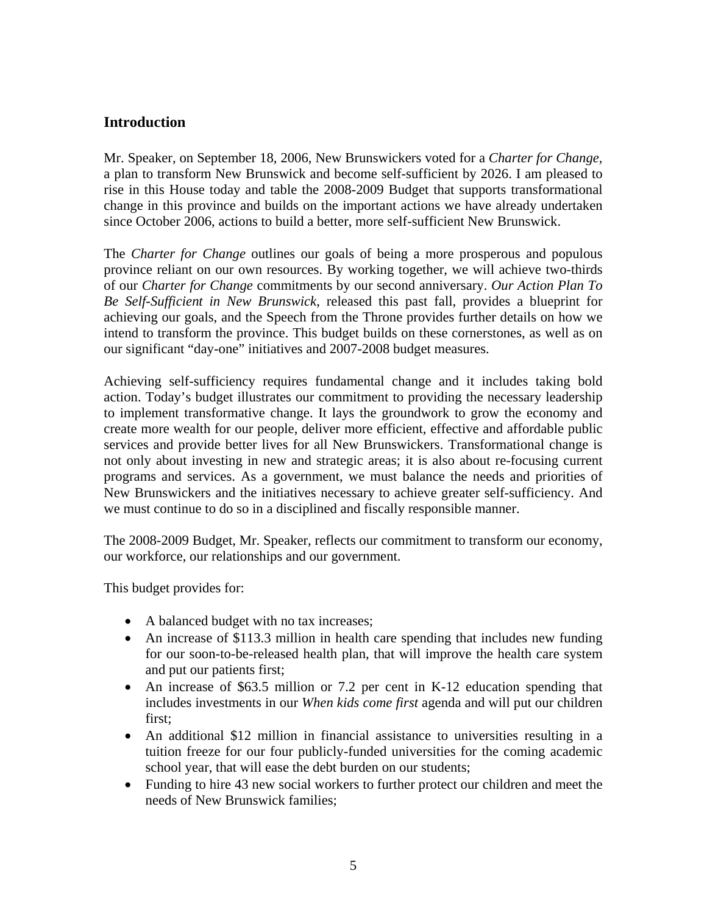## Introduction

Mr. Speaker, on September 18, 2006, New Brunswickers voted for a *Charter for Change*, a plan to transform New Brunswick and become self-sufficient by 2026. I am pleased to rise in this House today and table the 2008-2009 Budget that supports transformational change in this province and builds on the important actions we have already undertaken since October 2006, actions to build a better, more self-sufficient New Brunswick.

The *Charter for Change* outlines our goals of being a more prosperous and populous province reliant on our own resources. By working together, we will achieve two-thirds of our *Charter for Change* commitments by our second anniversary. *Our Action Plan To Be Self-Sufficient in New Brunswick*, released this past fall, provides a blueprint for achieving our goals, and the Speech from the Throne provides further details on how we intend to transform the province. This budget builds on these cornerstones, as well as on our significant "day-one" initiatives and 2007-2008 budget measures.

Achieving self-sufficiency requires fundamental change and it includes taking bold action. Today's budget illustrates our commitment to providing the necessary leadership to implement transformative change. It lays the groundwork to grow the economy and create more wealth for our people, deliver more efficient, effective and affordable public services and provide better lives for all New Brunswickers. Transformational change is not only about investing in new and strategic areas; it is also about re-focusing current programs and services. As a government, we must balance the needs and priorities of New Brunswickers and the initiatives necessary to achieve greater self-sufficiency. And we must continue to do so in a disciplined and fiscally responsible manner.

The 2008-2009 Budget, Mr. Speaker, reflects our commitment to transform our economy, our workforce, our relationships and our government.

This budget provides for:

- A balanced budget with no tax increases;
- An increase of $113.3 million in health care spending that includes new funding for our soon-to-be-released health plan, that will improve the health care system and put our patients first;
- An increase of $63.5 million or 7.2 per cent in K-12 education spending that includes investments in our *When kids come first* agenda and will put our children first;
- An additional $12 million in financial assistance to universities resulting in a tuition freeze for our four publicly-funded universities for the coming academic school year, that will ease the debt burden on our students;
- Funding to hire 43 new social workers to further protect our children and meet the needs of New Brunswick families;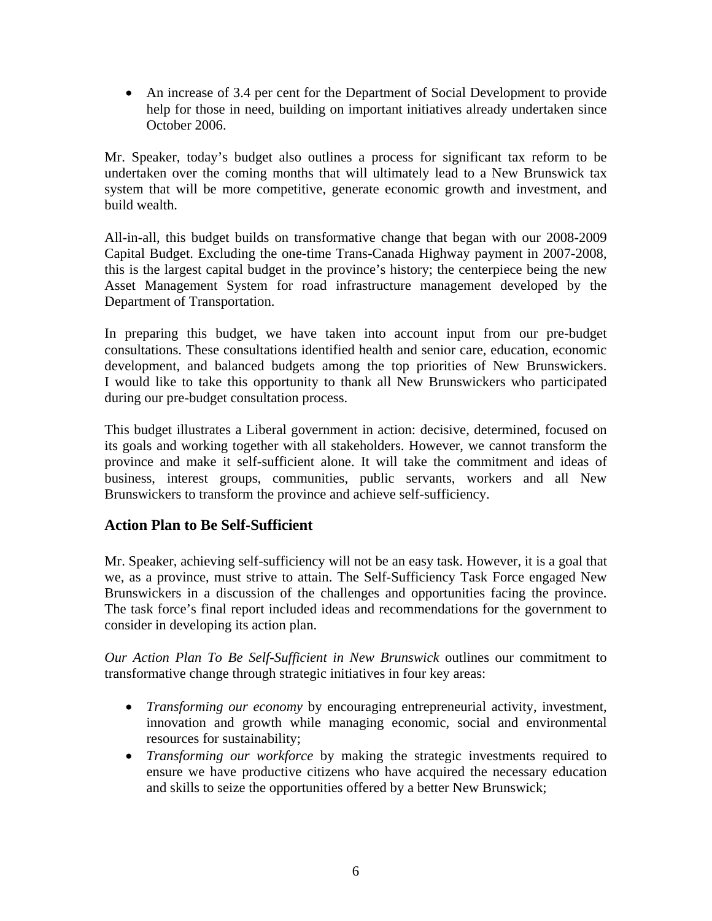- An increase of 3.4 per cent for the Department of Social Development to provide help for those in need, building on important initiatives already undertaken since October 2006.

Mr. Speaker, today's budget also outlines a process for significant tax reform to be undertaken over the coming months that will ultimately lead to a New Brunswick tax system that will be more competitive, generate economic growth and investment, and build wealth.

All-in-all, this budget builds on transformative change that began with our 2008-2009 Capital Budget. Excluding the one-time Trans-Canada Highway payment in 2007-2008, this is the largest capital budget in the province's history; the centerpiece being the new Asset Management System for road infrastructure management developed by the Department of Transportation.

In preparing this budget, we have taken into account input from our pre-budget consultations. These consultations identified health and senior care, education, economic development, and balanced budgets among the top priorities of New Brunswickers. I would like to take this opportunity to thank all New Brunswickers who participated during our pre-budget consultation process.

This budget illustrates a Liberal government in action: decisive, determined, focused on its goals and working together with all stakeholders. However, we cannot transform the province and make it self-sufficient alone. It will take the commitment and ideas of business, interest groups, communities, public servants, workers and all New Brunswickers to transform the province and achieve self-sufficiency.

## Action Plan to Be Self-Sufficient

Mr. Speaker, achieving self-sufficiency will not be an easy task. However, it is a goal that we, as a province, must strive to attain. The Self-Sufficiency Task Force engaged New Brunswickers in a discussion of the challenges and opportunities facing the province. The task force's final report included ideas and recommendations for the government to consider in developing its action plan.

*Our Action Plan To Be Self-Sufficient in New Brunswick* outlines our commitment to transformative change through strategic initiatives in four key areas:

- *Transforming our economy* by encouraging entrepreneurial activity, investment, innovation and growth while managing economic, social and environmental resources for sustainability;
- *Transforming our workforce* by making the strategic investments required to ensure we have productive citizens who have acquired the necessary education and skills to seize the opportunities offered by a better New Brunswick;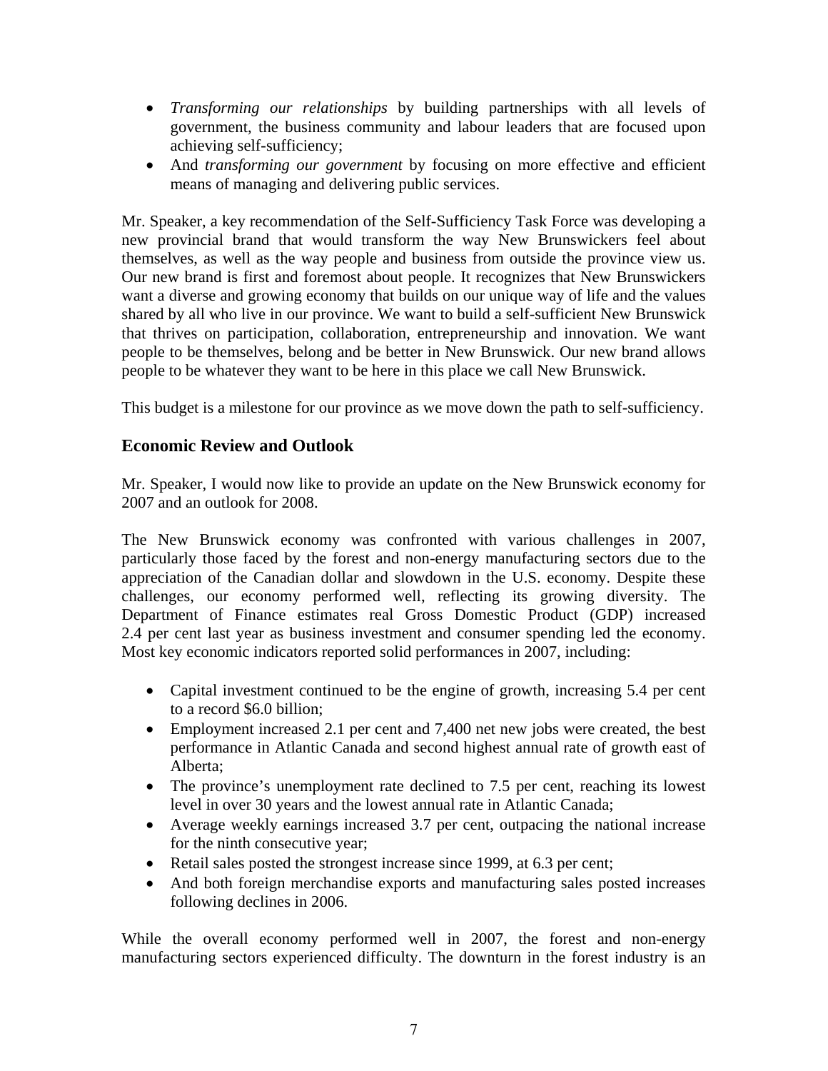- *Transforming our relationships* by building partnerships with all levels of government, the business community and labour leaders that are focused upon achieving self-sufficiency;
- And *transforming our government* by focusing on more effective and efficient means of managing and delivering public services.

Mr. Speaker, a key recommendation of the Self-Sufficiency Task Force was developing a new provincial brand that would transform the way New Brunswickers feel about themselves, as well as the way people and business from outside the province view us. Our new brand is first and foremost about people. It recognizes that New Brunswickers want a diverse and growing economy that builds on our unique way of life and the values shared by all who live in our province. We want to build a self-sufficient New Brunswick that thrives on participation, collaboration, entrepreneurship and innovation. We want people to be themselves, belong and be better in New Brunswick. Our new brand allows people to be whatever they want to be here in this place we call New Brunswick.

This budget is a milestone for our province as we move down the path to self-sufficiency.

## Economic Review and Outlook

Mr. Speaker, I would now like to provide an update on the New Brunswick economy for 2007 and an outlook for 2008.

The New Brunswick economy was confronted with various challenges in 2007, particularly those faced by the forest and non-energy manufacturing sectors due to the appreciation of the Canadian dollar and slowdown in the U.S. economy. Despite these challenges, our economy performed well, reflecting its growing diversity. The Department of Finance estimates real Gross Domestic Product (GDP) increased 2.4 per cent last year as business investment and consumer spending led the economy. Most key economic indicators reported solid performances in 2007, including:

- Capital investment continued to be the engine of growth, increasing 5.4 per cent to a record $6.0 billion;
- Employment increased 2.1 per cent and 7,400 net new jobs were created, the best performance in Atlantic Canada and second highest annual rate of growth east of Alberta;
- The province's unemployment rate declined to 7.5 per cent, reaching its lowest level in over 30 years and the lowest annual rate in Atlantic Canada;
- Average weekly earnings increased 3.7 per cent, outpacing the national increase for the ninth consecutive year;
- Retail sales posted the strongest increase since 1999, at 6.3 per cent;
- And both foreign merchandise exports and manufacturing sales posted increases following declines in 2006.

While the overall economy performed well in 2007, the forest and non-energy manufacturing sectors experienced difficulty. The downturn in the forest industry is an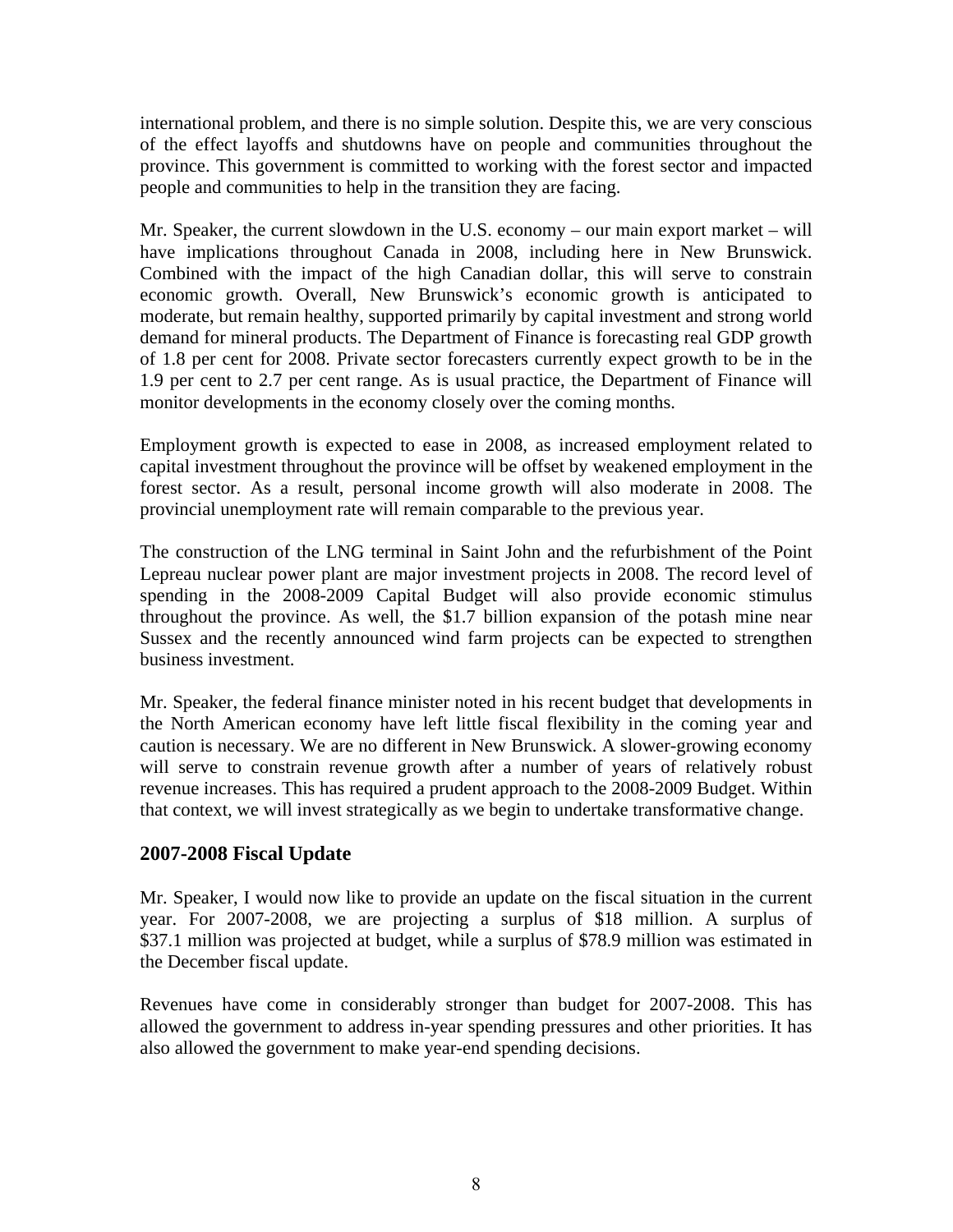international problem, and there is no simple solution. Despite this, we are very conscious of the effect layoffs and shutdowns have on people and communities throughout the province. This government is committed to working with the forest sector and impacted people and communities to help in the transition they are facing.

Mr. Speaker, the current slowdown in the U.S. economy – our main export market – will have implications throughout Canada in 2008, including here in New Brunswick. Combined with the impact of the high Canadian dollar, this will serve to constrain economic growth. Overall, New Brunswick's economic growth is anticipated to moderate, but remain healthy, supported primarily by capital investment and strong world demand for mineral products. The Department of Finance is forecasting real GDP growth of 1.8 per cent for 2008. Private sector forecasters currently expect growth to be in the 1.9 per cent to 2.7 per cent range. As is usual practice, the Department of Finance will monitor developments in the economy closely over the coming months.

Employment growth is expected to ease in 2008, as increased employment related to capital investment throughout the province will be offset by weakened employment in the forest sector. As a result, personal income growth will also moderate in 2008. The provincial unemployment rate will remain comparable to the previous year.

The construction of the LNG terminal in Saint John and the refurbishment of the Point Lepreau nuclear power plant are major investment projects in 2008. The record level of spending in the 2008-2009 Capital Budget will also provide economic stimulus throughout the province. As well, the $1.7 billion expansion of the potash mine near Sussex and the recently announced wind farm projects can be expected to strengthen business investment.

Mr. Speaker, the federal finance minister noted in his recent budget that developments in the North American economy have left little fiscal flexibility in the coming year and caution is necessary. We are no different in New Brunswick. A slower-growing economy will serve to constrain revenue growth after a number of years of relatively robust revenue increases. This has required a prudent approach to the 2008-2009 Budget. Within that context, we will invest strategically as we begin to undertake transformative change.

## 2007-2008 Fiscal Update

Mr. Speaker, I would now like to provide an update on the fiscal situation in the current year. For 2007-2008, we are projecting a surplus of $18 million. A surplus of $37.1 million was projected at budget, while a surplus of $78.9 million was estimated in the December fiscal update.

Revenues have come in considerably stronger than budget for 2007-2008. This has allowed the government to address in-year spending pressures and other priorities. It has also allowed the government to make year-end spending decisions.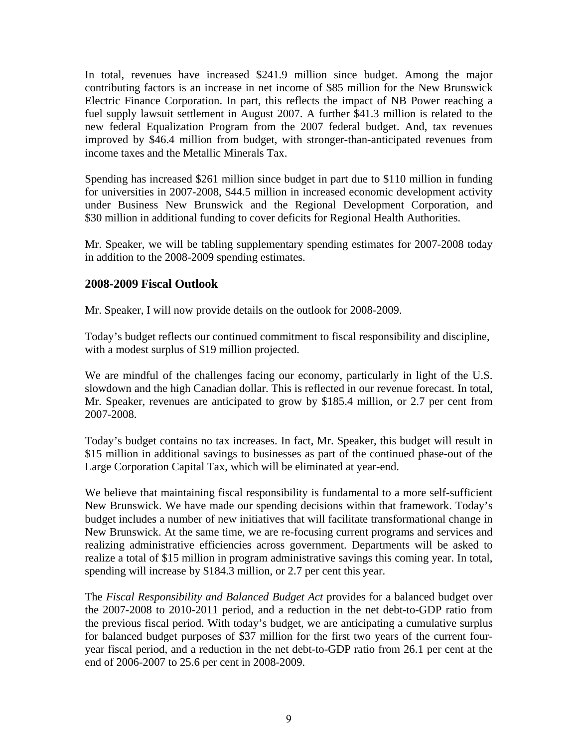In total, revenues have increased $241.9 million since budget. Among the major contributing factors is an increase in net income of $85 million for the New Brunswick Electric Finance Corporation. In part, this reflects the impact of NB Power reaching a fuel supply lawsuit settlement in August 2007. A further $41.3 million is related to the new federal Equalization Program from the 2007 federal budget. And, tax revenues improved by $46.4 million from budget, with stronger-than-anticipated revenues from income taxes and the Metallic Minerals Tax.

Spending has increased $261 million since budget in part due to $110 million in funding for universities in 2007-2008, $44.5 million in increased economic development activity under Business New Brunswick and the Regional Development Corporation, and $30 million in additional funding to cover deficits for Regional Health Authorities.

Mr. Speaker, we will be tabling supplementary spending estimates for 2007-2008 today in addition to the 2008-2009 spending estimates.

## 2008-2009 Fiscal Outlook

Mr. Speaker, I will now provide details on the outlook for 2008-2009.

Today's budget reflects our continued commitment to fiscal responsibility and discipline, with a modest surplus of $19 million projected.

We are mindful of the challenges facing our economy, particularly in light of the U.S. slowdown and the high Canadian dollar. This is reflected in our revenue forecast. In total, Mr. Speaker, revenues are anticipated to grow by $185.4 million, or 2.7 per cent from 2007-2008.

Today's budget contains no tax increases. In fact, Mr. Speaker, this budget will result in $15 million in additional savings to businesses as part of the continued phase-out of the Large Corporation Capital Tax, which will be eliminated at year-end.

We believe that maintaining fiscal responsibility is fundamental to a more self-sufficient New Brunswick. We have made our spending decisions within that framework. Today's budget includes a number of new initiatives that will facilitate transformational change in New Brunswick. At the same time, we are re-focusing current programs and services and realizing administrative efficiencies across government. Departments will be asked to realize a total of $15 million in program administrative savings this coming year. In total, spending will increase by $184.3 million, or 2.7 per cent this year.

The *Fiscal Responsibility and Balanced Budget Act* provides for a balanced budget over the 2007-2008 to 2010-2011 period, and a reduction in the net debt-to-GDP ratio from the previous fiscal period. With today's budget, we are anticipating a cumulative surplus for balanced budget purposes of $37 million for the first two years of the current four-year fiscal period, and a reduction in the net debt-to-GDP ratio from 26.1 per cent at the end of 2006-2007 to 25.6 per cent in 2008-2009.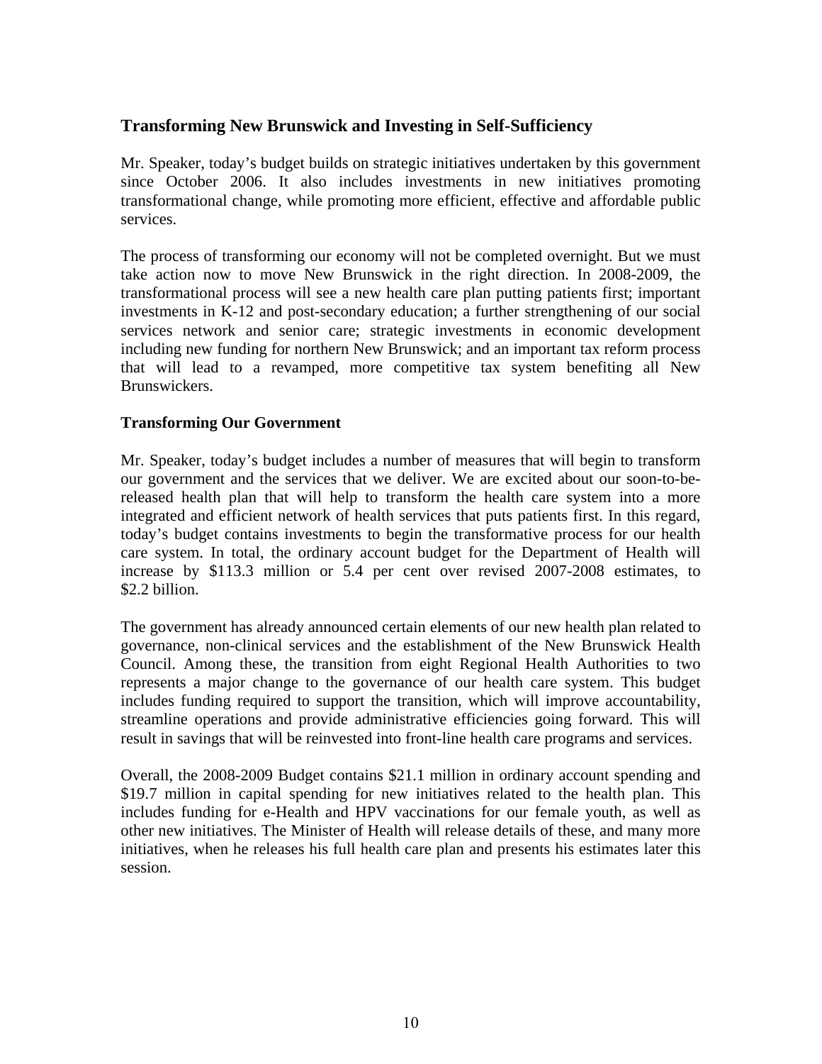## Transforming New Brunswick and Investing in Self-Sufficiency

Mr. Speaker, today's budget builds on strategic initiatives undertaken by this government since October 2006. It also includes investments in new initiatives promoting transformational change, while promoting more efficient, effective and affordable public services.

The process of transforming our economy will not be completed overnight. But we must take action now to move New Brunswick in the right direction. In 2008-2009, the transformational process will see a new health care plan putting patients first; important investments in K-12 and post-secondary education; a further strengthening of our social services network and senior care; strategic investments in economic development including new funding for northern New Brunswick; and an important tax reform process that will lead to a revamped, more competitive tax system benefiting all New Brunswickers.

### Transforming Our Government

Mr. Speaker, today's budget includes a number of measures that will begin to transform our government and the services that we deliver. We are excited about our soon-to-be-released health plan that will help to transform the health care system into a more integrated and efficient network of health services that puts patients first. In this regard, today's budget contains investments to begin the transformative process for our health care system. In total, the ordinary account budget for the Department of Health will increase by $113.3 million or 5.4 per cent over revised 2007-2008 estimates, to $2.2 billion.

The government has already announced certain elements of our new health plan related to governance, non-clinical services and the establishment of the New Brunswick Health Council. Among these, the transition from eight Regional Health Authorities to two represents a major change to the governance of our health care system. This budget includes funding required to support the transition, which will improve accountability, streamline operations and provide administrative efficiencies going forward. This will result in savings that will be reinvested into front-line health care programs and services.

Overall, the 2008-2009 Budget contains $21.1 million in ordinary account spending and $19.7 million in capital spending for new initiatives related to the health plan. This includes funding for e-Health and HPV vaccinations for our female youth, as well as other new initiatives. The Minister of Health will release details of these, and many more initiatives, when he releases his full health care plan and presents his estimates later this session.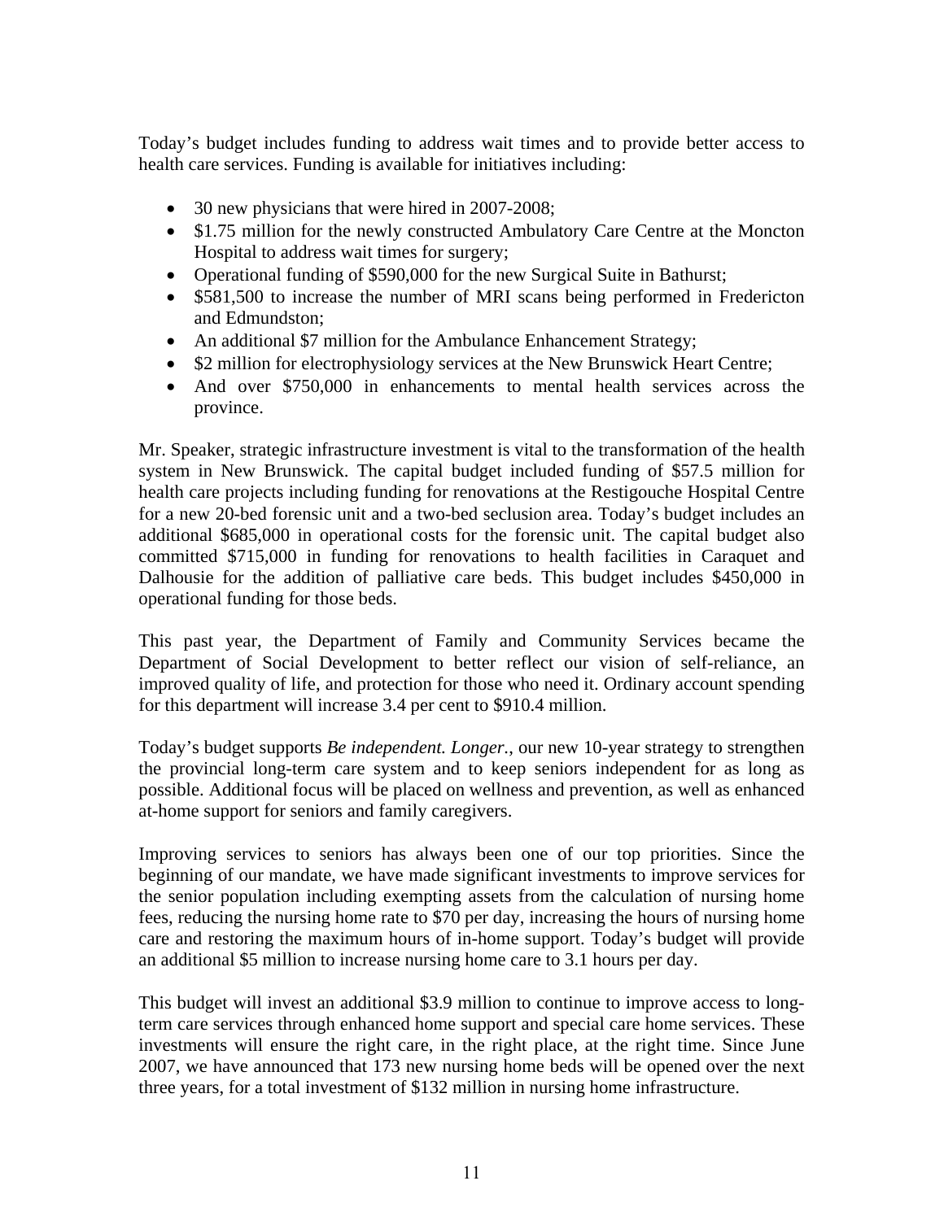Today's budget includes funding to address wait times and to provide better access to health care services. Funding is available for initiatives including:

- 30 new physicians that were hired in 2007-2008;
- $1.75 million for the newly constructed Ambulatory Care Centre at the Moncton Hospital to address wait times for surgery;
- Operational funding of $590,000 for the new Surgical Suite in Bathurst;
- $581,500 to increase the number of MRI scans being performed in Fredericton and Edmundston;
- An additional $7 million for the Ambulance Enhancement Strategy;
- $2 million for electrophysiology services at the New Brunswick Heart Centre;
- And over $750,000 in enhancements to mental health services across the province.

Mr. Speaker, strategic infrastructure investment is vital to the transformation of the health system in New Brunswick. The capital budget included funding of $57.5 million for health care projects including funding for renovations at the Restigouche Hospital Centre for a new 20-bed forensic unit and a two-bed seclusion area. Today's budget includes an additional $685,000 in operational costs for the forensic unit. The capital budget also committed $715,000 in funding for renovations to health facilities in Caraquet and Dalhousie for the addition of palliative care beds. This budget includes $450,000 in operational funding for those beds.

This past year, the Department of Family and Community Services became the Department of Social Development to better reflect our vision of self-reliance, an improved quality of life, and protection for those who need it. Ordinary account spending for this department will increase 3.4 per cent to $910.4 million.

Today's budget supports *Be independent. Longer.*, our new 10-year strategy to strengthen the provincial long-term care system and to keep seniors independent for as long as possible. Additional focus will be placed on wellness and prevention, as well as enhanced at-home support for seniors and family caregivers.

Improving services to seniors has always been one of our top priorities. Since the beginning of our mandate, we have made significant investments to improve services for the senior population including exempting assets from the calculation of nursing home fees, reducing the nursing home rate to $70 per day, increasing the hours of nursing home care and restoring the maximum hours of in-home support. Today's budget will provide an additional $5 million to increase nursing home care to 3.1 hours per day.

This budget will invest an additional $3.9 million to continue to improve access to long-term care services through enhanced home support and special care home services. These investments will ensure the right care, in the right place, at the right time. Since June 2007, we have announced that 173 new nursing home beds will be opened over the next three years, for a total investment of $132 million in nursing home infrastructure.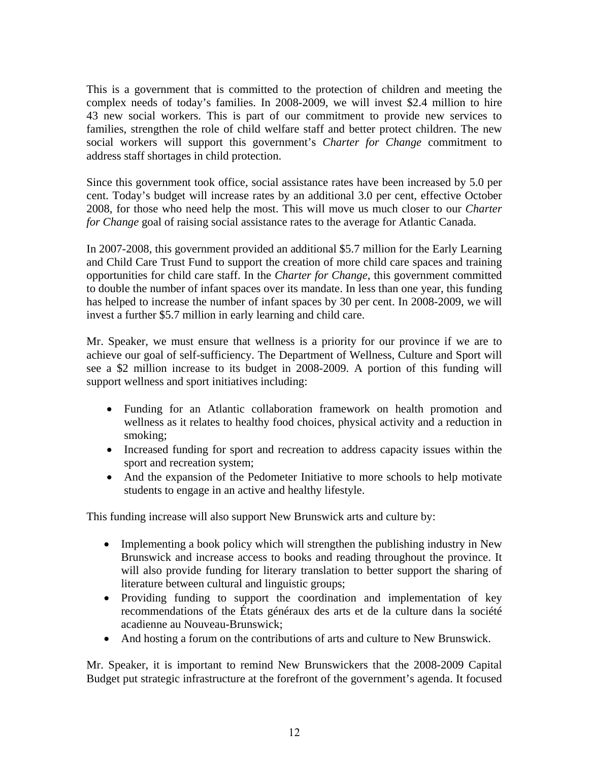This is a government that is committed to the protection of children and meeting the complex needs of today's families. In 2008-2009, we will invest $2.4 million to hire 43 new social workers. This is part of our commitment to provide new services to families, strengthen the role of child welfare staff and better protect children. The new social workers will support this government's *Charter for Change* commitment to address staff shortages in child protection.

Since this government took office, social assistance rates have been increased by 5.0 per cent. Today's budget will increase rates by an additional 3.0 per cent, effective October 2008, for those who need help the most. This will move us much closer to our *Charter for Change* goal of raising social assistance rates to the average for Atlantic Canada.

In 2007-2008, this government provided an additional $5.7 million for the Early Learning and Child Care Trust Fund to support the creation of more child care spaces and training opportunities for child care staff. In the *Charter for Change*, this government committed to double the number of infant spaces over its mandate. In less than one year, this funding has helped to increase the number of infant spaces by 30 per cent. In 2008-2009, we will invest a further $5.7 million in early learning and child care.

Mr. Speaker, we must ensure that wellness is a priority for our province if we are to achieve our goal of self-sufficiency. The Department of Wellness, Culture and Sport will see a $2 million increase to its budget in 2008-2009. A portion of this funding will support wellness and sport initiatives including:

- Funding for an Atlantic collaboration framework on health promotion and wellness as it relates to healthy food choices, physical activity and a reduction in smoking;
- Increased funding for sport and recreation to address capacity issues within the sport and recreation system;
- And the expansion of the Pedometer Initiative to more schools to help motivate students to engage in an active and healthy lifestyle.

This funding increase will also support New Brunswick arts and culture by:

- Implementing a book policy which will strengthen the publishing industry in New Brunswick and increase access to books and reading throughout the province. It will also provide funding for literary translation to better support the sharing of literature between cultural and linguistic groups;
- Providing funding to support the coordination and implementation of key recommendations of the États généraux des arts et de la culture dans la société acadienne au Nouveau-Brunswick;
- And hosting a forum on the contributions of arts and culture to New Brunswick.

Mr. Speaker, it is important to remind New Brunswickers that the 2008-2009 Capital Budget put strategic infrastructure at the forefront of the government's agenda. It focused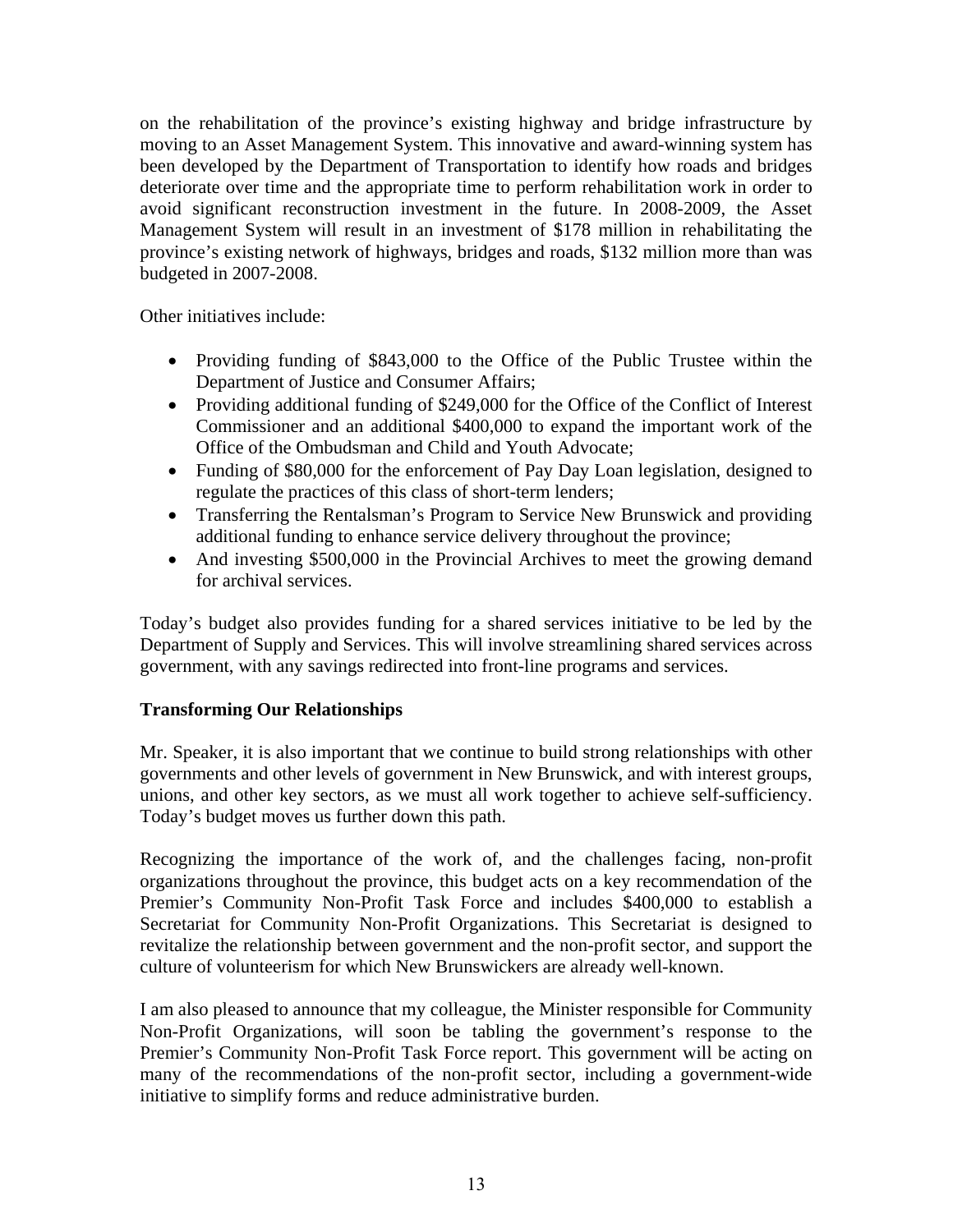on the rehabilitation of the province's existing highway and bridge infrastructure by moving to an Asset Management System. This innovative and award-winning system has been developed by the Department of Transportation to identify how roads and bridges deteriorate over time and the appropriate time to perform rehabilitation work in order to avoid significant reconstruction investment in the future. In 2008-2009, the Asset Management System will result in an investment of $178 million in rehabilitating the province's existing network of highways, bridges and roads, $132 million more than was budgeted in 2007-2008.

Other initiatives include:

- Providing funding of $843,000 to the Office of the Public Trustee within the Department of Justice and Consumer Affairs;
- Providing additional funding of $249,000 for the Office of the Conflict of Interest Commissioner and an additional $400,000 to expand the important work of the Office of the Ombudsman and Child and Youth Advocate;
- Funding of $80,000 for the enforcement of Pay Day Loan legislation, designed to regulate the practices of this class of short-term lenders;
- Transferring the Rentalsman's Program to Service New Brunswick and providing additional funding to enhance service delivery throughout the province;
- And investing $500,000 in the Provincial Archives to meet the growing demand for archival services.

Today's budget also provides funding for a shared services initiative to be led by the Department of Supply and Services. This will involve streamlining shared services across government, with any savings redirected into front-line programs and services.

**Transforming Our Relationships**

Mr. Speaker, it is also important that we continue to build strong relationships with other governments and other levels of government in New Brunswick, and with interest groups, unions, and other key sectors, as we must all work together to achieve self-sufficiency. Today's budget moves us further down this path.

Recognizing the importance of the work of, and the challenges facing, non-profit organizations throughout the province, this budget acts on a key recommendation of the Premier's Community Non-Profit Task Force and includes $400,000 to establish a Secretariat for Community Non-Profit Organizations. This Secretariat is designed to revitalize the relationship between government and the non-profit sector, and support the culture of volunteerism for which New Brunswickers are already well-known.

I am also pleased to announce that my colleague, the Minister responsible for Community Non-Profit Organizations, will soon be tabling the government's response to the Premier's Community Non-Profit Task Force report. This government will be acting on many of the recommendations of the non-profit sector, including a government-wide initiative to simplify forms and reduce administrative burden.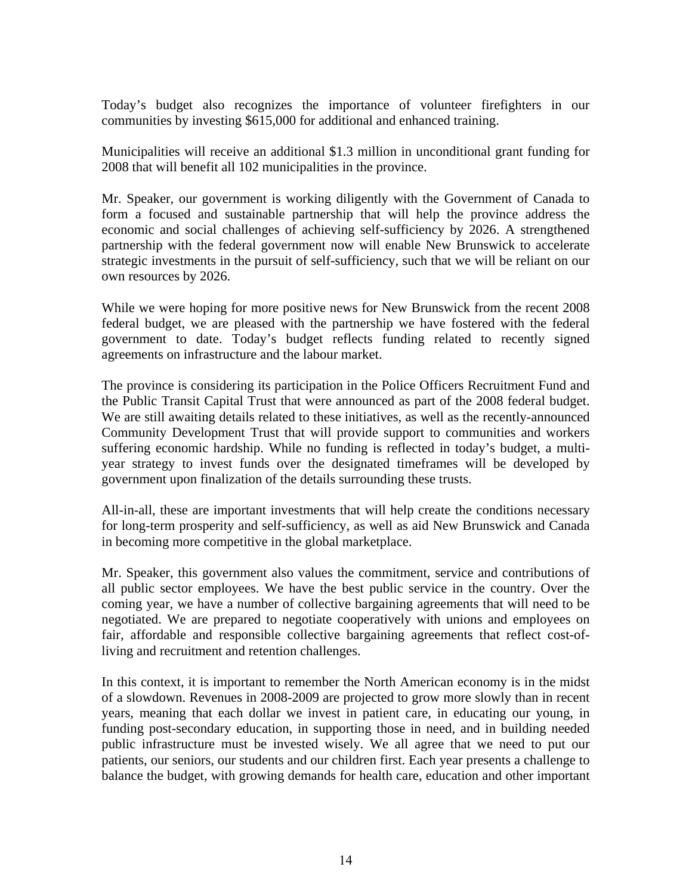Today's budget also recognizes the importance of volunteer firefighters in our communities by investing $615,000 for additional and enhanced training.

Municipalities will receive an additional $1.3 million in unconditional grant funding for 2008 that will benefit all 102 municipalities in the province.

Mr. Speaker, our government is working diligently with the Government of Canada to form a focused and sustainable partnership that will help the province address the economic and social challenges of achieving self-sufficiency by 2026. A strengthened partnership with the federal government now will enable New Brunswick to accelerate strategic investments in the pursuit of self-sufficiency, such that we will be reliant on our own resources by 2026.

While we were hoping for more positive news for New Brunswick from the recent 2008 federal budget, we are pleased with the partnership we have fostered with the federal government to date. Today's budget reflects funding related to recently signed agreements on infrastructure and the labour market.

The province is considering its participation in the Police Officers Recruitment Fund and the Public Transit Capital Trust that were announced as part of the 2008 federal budget. We are still awaiting details related to these initiatives, as well as the recently-announced Community Development Trust that will provide support to communities and workers suffering economic hardship. While no funding is reflected in today's budget, a multi-year strategy to invest funds over the designated timeframes will be developed by government upon finalization of the details surrounding these trusts.

All-in-all, these are important investments that will help create the conditions necessary for long-term prosperity and self-sufficiency, as well as aid New Brunswick and Canada in becoming more competitive in the global marketplace.

Mr. Speaker, this government also values the commitment, service and contributions of all public sector employees. We have the best public service in the country. Over the coming year, we have a number of collective bargaining agreements that will need to be negotiated. We are prepared to negotiate cooperatively with unions and employees on fair, affordable and responsible collective bargaining agreements that reflect cost-of-living and recruitment and retention challenges.

In this context, it is important to remember the North American economy is in the midst of a slowdown. Revenues in 2008-2009 are projected to grow more slowly than in recent years, meaning that each dollar we invest in patient care, in educating our young, in funding post-secondary education, in supporting those in need, and in building needed public infrastructure must be invested wisely. We all agree that we need to put our patients, our seniors, our students and our children first. Each year presents a challenge to balance the budget, with growing demands for health care, education and other important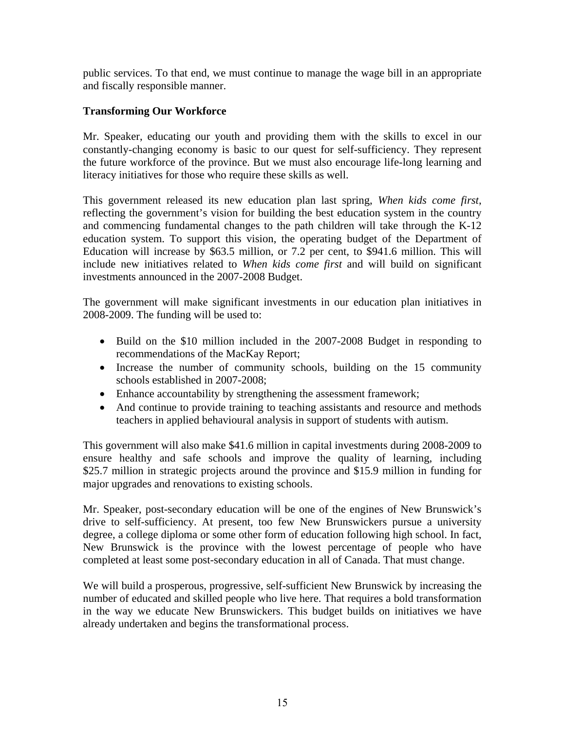public services. To that end, we must continue to manage the wage bill in an appropriate and fiscally responsible manner.

**Transforming Our Workforce**

Mr. Speaker, educating our youth and providing them with the skills to excel in our constantly-changing economy is basic to our quest for self-sufficiency. They represent the future workforce of the province. But we must also encourage life-long learning and literacy initiatives for those who require these skills as well.

This government released its new education plan last spring, *When kids come first*, reflecting the government's vision for building the best education system in the country and commencing fundamental changes to the path children will take through the K-12 education system. To support this vision, the operating budget of the Department of Education will increase by $63.5 million, or 7.2 per cent, to $941.6 million. This will include new initiatives related to *When kids come first* and will build on significant investments announced in the 2007-2008 Budget.

The government will make significant investments in our education plan initiatives in 2008-2009. The funding will be used to:

- Build on the $10 million included in the 2007-2008 Budget in responding to recommendations of the MacKay Report;
- Increase the number of community schools, building on the 15 community schools established in 2007-2008;
- Enhance accountability by strengthening the assessment framework;
- And continue to provide training to teaching assistants and resource and methods teachers in applied behavioural analysis in support of students with autism.

This government will also make $41.6 million in capital investments during 2008-2009 to ensure healthy and safe schools and improve the quality of learning, including $25.7 million in strategic projects around the province and $15.9 million in funding for major upgrades and renovations to existing schools.

Mr. Speaker, post-secondary education will be one of the engines of New Brunswick's drive to self-sufficiency. At present, too few New Brunswickers pursue a university degree, a college diploma or some other form of education following high school. In fact, New Brunswick is the province with the lowest percentage of people who have completed at least some post-secondary education in all of Canada. That must change.

We will build a prosperous, progressive, self-sufficient New Brunswick by increasing the number of educated and skilled people who live here. That requires a bold transformation in the way we educate New Brunswickers. This budget builds on initiatives we have already undertaken and begins the transformational process.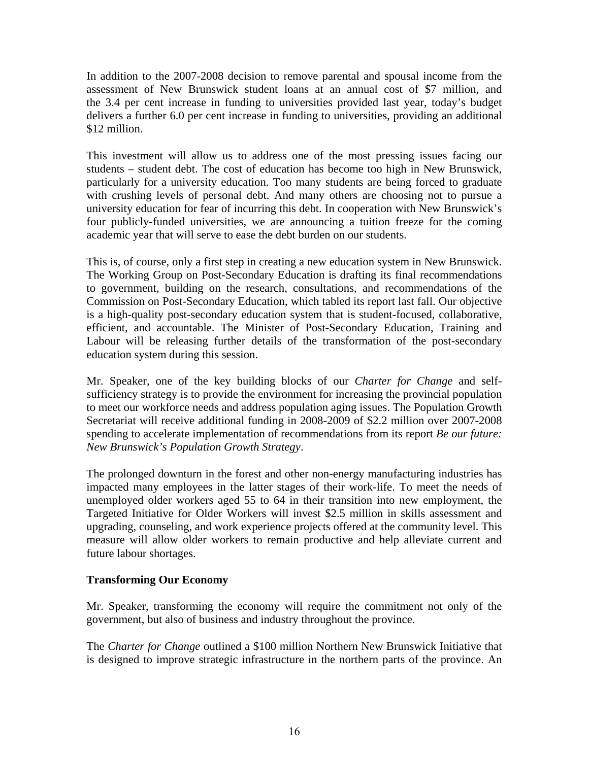In addition to the 2007-2008 decision to remove parental and spousal income from the assessment of New Brunswick student loans at an annual cost of $7 million, and the 3.4 per cent increase in funding to universities provided last year, today's budget delivers a further 6.0 per cent increase in funding to universities, providing an additional $12 million.

This investment will allow us to address one of the most pressing issues facing our students – student debt. The cost of education has become too high in New Brunswick, particularly for a university education. Too many students are being forced to graduate with crushing levels of personal debt. And many others are choosing not to pursue a university education for fear of incurring this debt. In cooperation with New Brunswick's four publicly-funded universities, we are announcing a tuition freeze for the coming academic year that will serve to ease the debt burden on our students.

This is, of course, only a first step in creating a new education system in New Brunswick. The Working Group on Post-Secondary Education is drafting its final recommendations to government, building on the research, consultations, and recommendations of the Commission on Post-Secondary Education, which tabled its report last fall. Our objective is a high-quality post-secondary education system that is student-focused, collaborative, efficient, and accountable. The Minister of Post-Secondary Education, Training and Labour will be releasing further details of the transformation of the post-secondary education system during this session.

Mr. Speaker, one of the key building blocks of our *Charter for Change* and self-sufficiency strategy is to provide the environment for increasing the provincial population to meet our workforce needs and address population aging issues. The Population Growth Secretariat will receive additional funding in 2008-2009 of $2.2 million over 2007-2008 spending to accelerate implementation of recommendations from its report *Be our future: New Brunswick's Population Growth Strategy*.

The prolonged downturn in the forest and other non-energy manufacturing industries has impacted many employees in the latter stages of their work-life. To meet the needs of unemployed older workers aged 55 to 64 in their transition into new employment, the Targeted Initiative for Older Workers will invest $2.5 million in skills assessment and upgrading, counseling, and work experience projects offered at the community level. This measure will allow older workers to remain productive and help alleviate current and future labour shortages.

**Transforming Our Economy**

Mr. Speaker, transforming the economy will require the commitment not only of the government, but also of business and industry throughout the province.

The *Charter for Change* outlined a $100 million Northern New Brunswick Initiative that is designed to improve strategic infrastructure in the northern parts of the province. An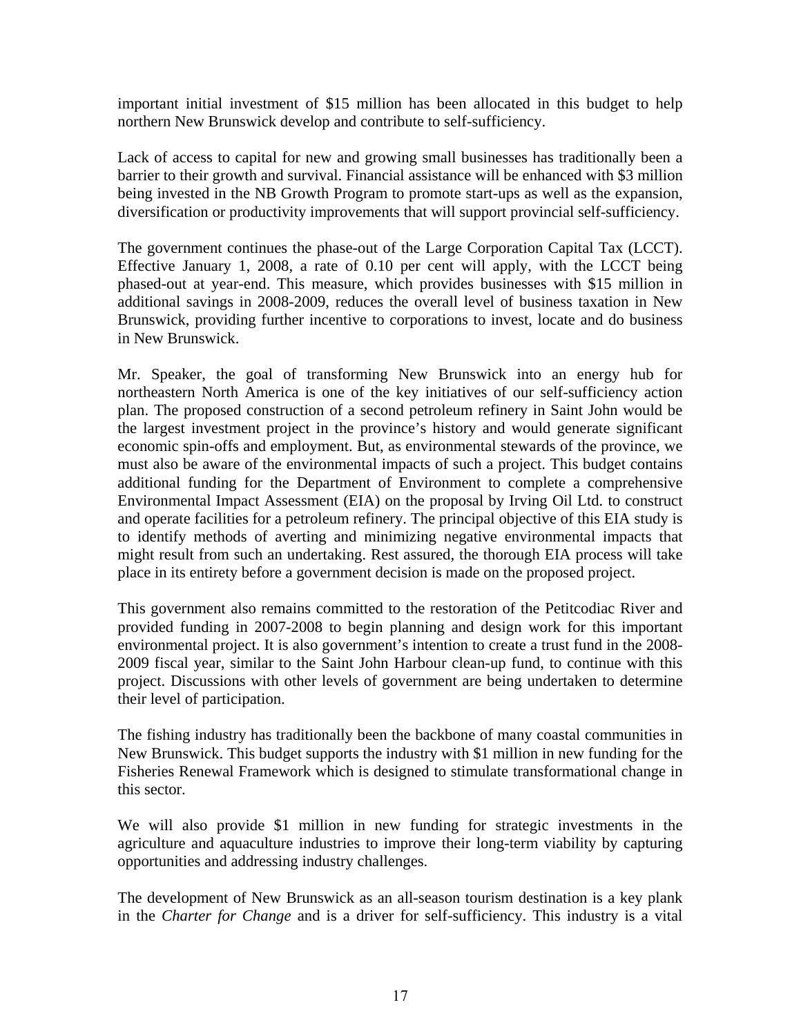important initial investment of $15 million has been allocated in this budget to help northern New Brunswick develop and contribute to self-sufficiency.

Lack of access to capital for new and growing small businesses has traditionally been a barrier to their growth and survival. Financial assistance will be enhanced with $3 million being invested in the NB Growth Program to promote start-ups as well as the expansion, diversification or productivity improvements that will support provincial self-sufficiency.

The government continues the phase-out of the Large Corporation Capital Tax (LCCT). Effective January 1, 2008, a rate of 0.10 per cent will apply, with the LCCT being phased-out at year-end. This measure, which provides businesses with $15 million in additional savings in 2008-2009, reduces the overall level of business taxation in New Brunswick, providing further incentive to corporations to invest, locate and do business in New Brunswick.

Mr. Speaker, the goal of transforming New Brunswick into an energy hub for northeastern North America is one of the key initiatives of our self-sufficiency action plan. The proposed construction of a second petroleum refinery in Saint John would be the largest investment project in the province's history and would generate significant economic spin-offs and employment. But, as environmental stewards of the province, we must also be aware of the environmental impacts of such a project. This budget contains additional funding for the Department of Environment to complete a comprehensive Environmental Impact Assessment (EIA) on the proposal by Irving Oil Ltd. to construct and operate facilities for a petroleum refinery. The principal objective of this EIA study is to identify methods of averting and minimizing negative environmental impacts that might result from such an undertaking. Rest assured, the thorough EIA process will take place in its entirety before a government decision is made on the proposed project.

This government also remains committed to the restoration of the Petitcodiac River and provided funding in 2007-2008 to begin planning and design work for this important environmental project. It is also government's intention to create a trust fund in the 2008-2009 fiscal year, similar to the Saint John Harbour clean-up fund, to continue with this project. Discussions with other levels of government are being undertaken to determine their level of participation.

The fishing industry has traditionally been the backbone of many coastal communities in New Brunswick. This budget supports the industry with $1 million in new funding for the Fisheries Renewal Framework which is designed to stimulate transformational change in this sector.

We will also provide $1 million in new funding for strategic investments in the agriculture and aquaculture industries to improve their long-term viability by capturing opportunities and addressing industry challenges.

The development of New Brunswick as an all-season tourism destination is a key plank in the *Charter for Change* and is a driver for self-sufficiency. This industry is a vital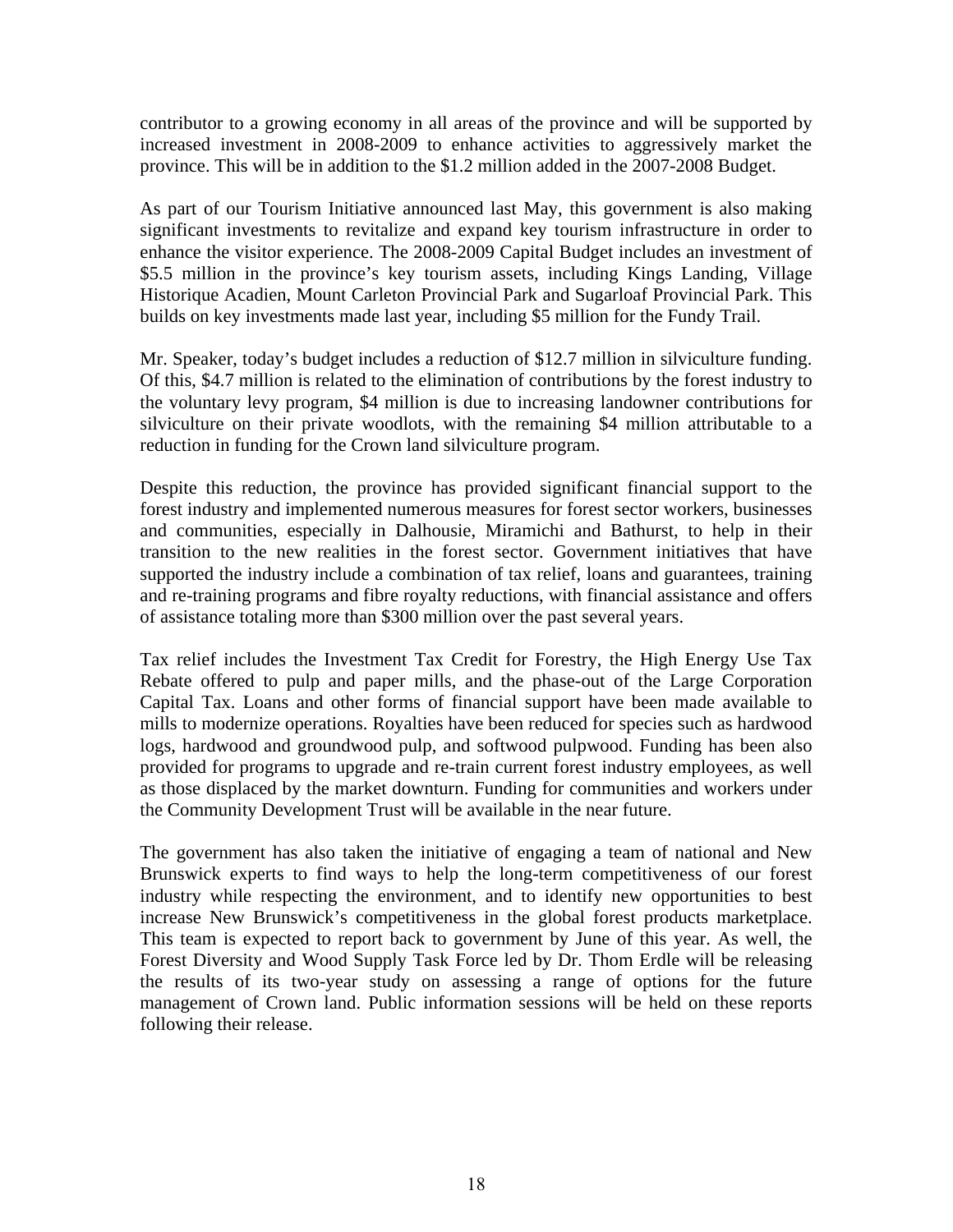contributor to a growing economy in all areas of the province and will be supported by increased investment in 2008-2009 to enhance activities to aggressively market the province. This will be in addition to the $1.2 million added in the 2007-2008 Budget.

As part of our Tourism Initiative announced last May, this government is also making significant investments to revitalize and expand key tourism infrastructure in order to enhance the visitor experience. The 2008-2009 Capital Budget includes an investment of $5.5 million in the province's key tourism assets, including Kings Landing, Village Historique Acadien, Mount Carleton Provincial Park and Sugarloaf Provincial Park. This builds on key investments made last year, including $5 million for the Fundy Trail.

Mr. Speaker, today's budget includes a reduction of $12.7 million in silviculture funding. Of this, $4.7 million is related to the elimination of contributions by the forest industry to the voluntary levy program, $4 million is due to increasing landowner contributions for silviculture on their private woodlots, with the remaining $4 million attributable to a reduction in funding for the Crown land silviculture program.

Despite this reduction, the province has provided significant financial support to the forest industry and implemented numerous measures for forest sector workers, businesses and communities, especially in Dalhousie, Miramichi and Bathurst, to help in their transition to the new realities in the forest sector. Government initiatives that have supported the industry include a combination of tax relief, loans and guarantees, training and re-training programs and fibre royalty reductions, with financial assistance and offers of assistance totaling more than $300 million over the past several years.

Tax relief includes the Investment Tax Credit for Forestry, the High Energy Use Tax Rebate offered to pulp and paper mills, and the phase-out of the Large Corporation Capital Tax. Loans and other forms of financial support have been made available to mills to modernize operations. Royalties have been reduced for species such as hardwood logs, hardwood and groundwood pulp, and softwood pulpwood. Funding has been also provided for programs to upgrade and re-train current forest industry employees, as well as those displaced by the market downturn. Funding for communities and workers under the Community Development Trust will be available in the near future.

The government has also taken the initiative of engaging a team of national and New Brunswick experts to find ways to help the long-term competitiveness of our forest industry while respecting the environment, and to identify new opportunities to best increase New Brunswick's competitiveness in the global forest products marketplace. This team is expected to report back to government by June of this year. As well, the Forest Diversity and Wood Supply Task Force led by Dr. Thom Erdle will be releasing the results of its two-year study on assessing a range of options for the future management of Crown land. Public information sessions will be held on these reports following their release.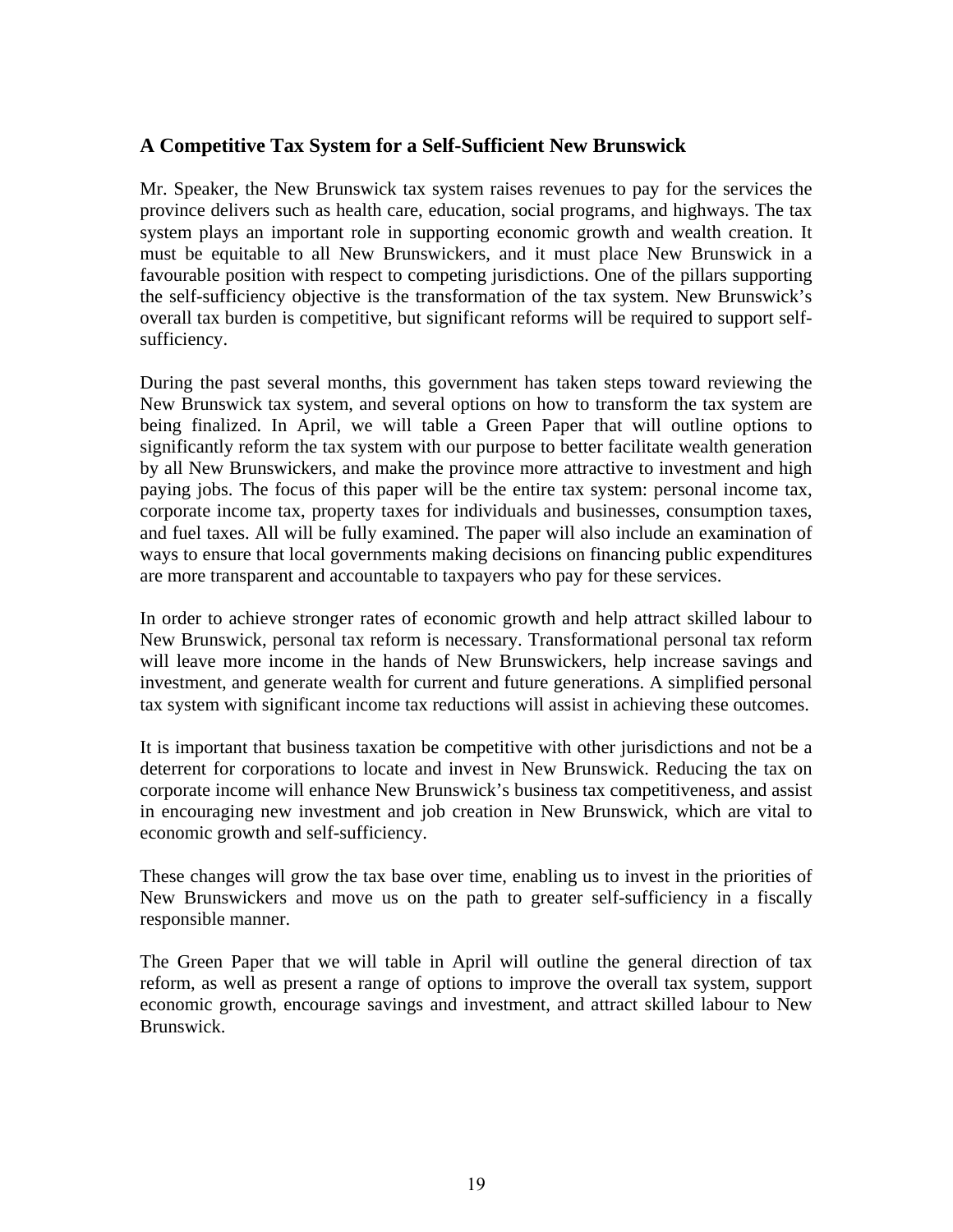## A Competitive Tax System for a Self-Sufficient New Brunswick

Mr. Speaker, the New Brunswick tax system raises revenues to pay for the services the province delivers such as health care, education, social programs, and highways. The tax system plays an important role in supporting economic growth and wealth creation. It must be equitable to all New Brunswickers, and it must place New Brunswick in a favourable position with respect to competing jurisdictions. One of the pillars supporting the self-sufficiency objective is the transformation of the tax system. New Brunswick's overall tax burden is competitive, but significant reforms will be required to support self-sufficiency.

During the past several months, this government has taken steps toward reviewing the New Brunswick tax system, and several options on how to transform the tax system are being finalized. In April, we will table a Green Paper that will outline options to significantly reform the tax system with our purpose to better facilitate wealth generation by all New Brunswickers, and make the province more attractive to investment and high paying jobs. The focus of this paper will be the entire tax system: personal income tax, corporate income tax, property taxes for individuals and businesses, consumption taxes, and fuel taxes. All will be fully examined. The paper will also include an examination of ways to ensure that local governments making decisions on financing public expenditures are more transparent and accountable to taxpayers who pay for these services.

In order to achieve stronger rates of economic growth and help attract skilled labour to New Brunswick, personal tax reform is necessary. Transformational personal tax reform will leave more income in the hands of New Brunswickers, help increase savings and investment, and generate wealth for current and future generations. A simplified personal tax system with significant income tax reductions will assist in achieving these outcomes.

It is important that business taxation be competitive with other jurisdictions and not be a deterrent for corporations to locate and invest in New Brunswick. Reducing the tax on corporate income will enhance New Brunswick's business tax competitiveness, and assist in encouraging new investment and job creation in New Brunswick, which are vital to economic growth and self-sufficiency.

These changes will grow the tax base over time, enabling us to invest in the priorities of New Brunswickers and move us on the path to greater self-sufficiency in a fiscally responsible manner.

The Green Paper that we will table in April will outline the general direction of tax reform, as well as present a range of options to improve the overall tax system, support economic growth, encourage savings and investment, and attract skilled labour to New Brunswick.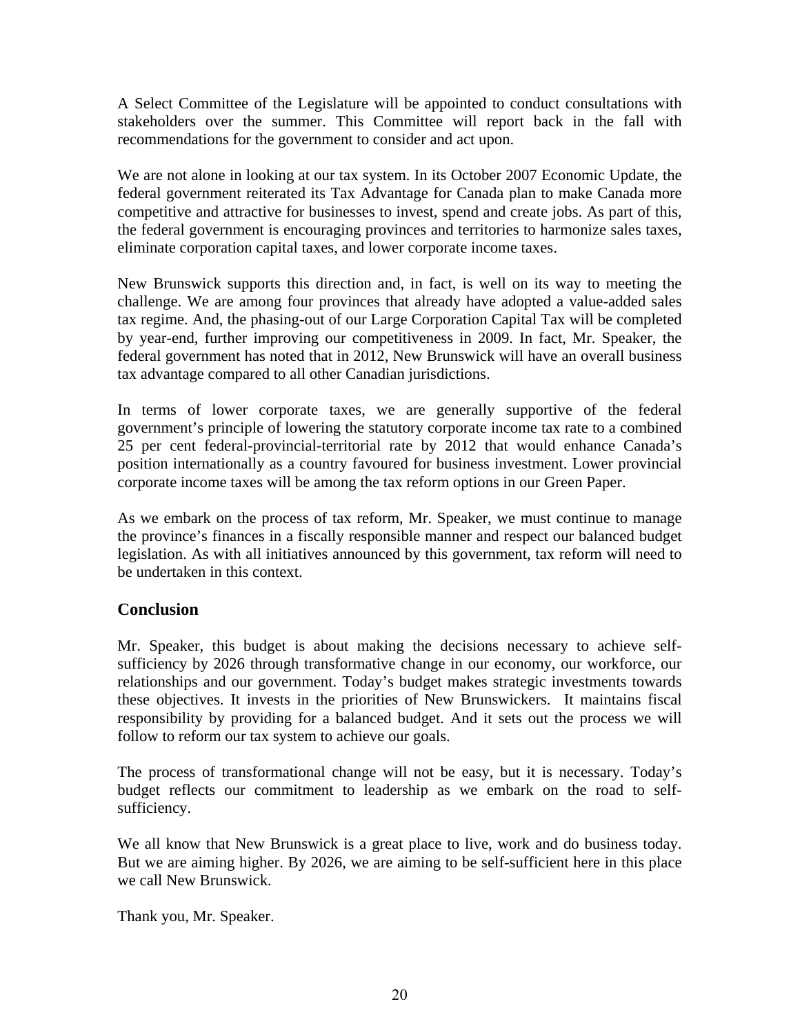A Select Committee of the Legislature will be appointed to conduct consultations with stakeholders over the summer. This Committee will report back in the fall with recommendations for the government to consider and act upon.

We are not alone in looking at our tax system. In its October 2007 Economic Update, the federal government reiterated its Tax Advantage for Canada plan to make Canada more competitive and attractive for businesses to invest, spend and create jobs. As part of this, the federal government is encouraging provinces and territories to harmonize sales taxes, eliminate corporation capital taxes, and lower corporate income taxes.

New Brunswick supports this direction and, in fact, is well on its way to meeting the challenge. We are among four provinces that already have adopted a value-added sales tax regime. And, the phasing-out of our Large Corporation Capital Tax will be completed by year-end, further improving our competitiveness in 2009. In fact, Mr. Speaker, the federal government has noted that in 2012, New Brunswick will have an overall business tax advantage compared to all other Canadian jurisdictions.

In terms of lower corporate taxes, we are generally supportive of the federal government's principle of lowering the statutory corporate income tax rate to a combined 25 per cent federal-provincial-territorial rate by 2012 that would enhance Canada's position internationally as a country favoured for business investment. Lower provincial corporate income taxes will be among the tax reform options in our Green Paper.

As we embark on the process of tax reform, Mr. Speaker, we must continue to manage the province's finances in a fiscally responsible manner and respect our balanced budget legislation. As with all initiatives announced by this government, tax reform will need to be undertaken in this context.

## Conclusion

Mr. Speaker, this budget is about making the decisions necessary to achieve self-sufficiency by 2026 through transformative change in our economy, our workforce, our relationships and our government. Today's budget makes strategic investments towards these objectives. It invests in the priorities of New Brunswickers. It maintains fiscal responsibility by providing for a balanced budget. And it sets out the process we will follow to reform our tax system to achieve our goals.

The process of transformational change will not be easy, but it is necessary. Today's budget reflects our commitment to leadership as we embark on the road to self-sufficiency.

We all know that New Brunswick is a great place to live, work and do business today. But we are aiming higher. By 2026, we are aiming to be self-sufficient here in this place we call New Brunswick.

Thank you, Mr. Speaker.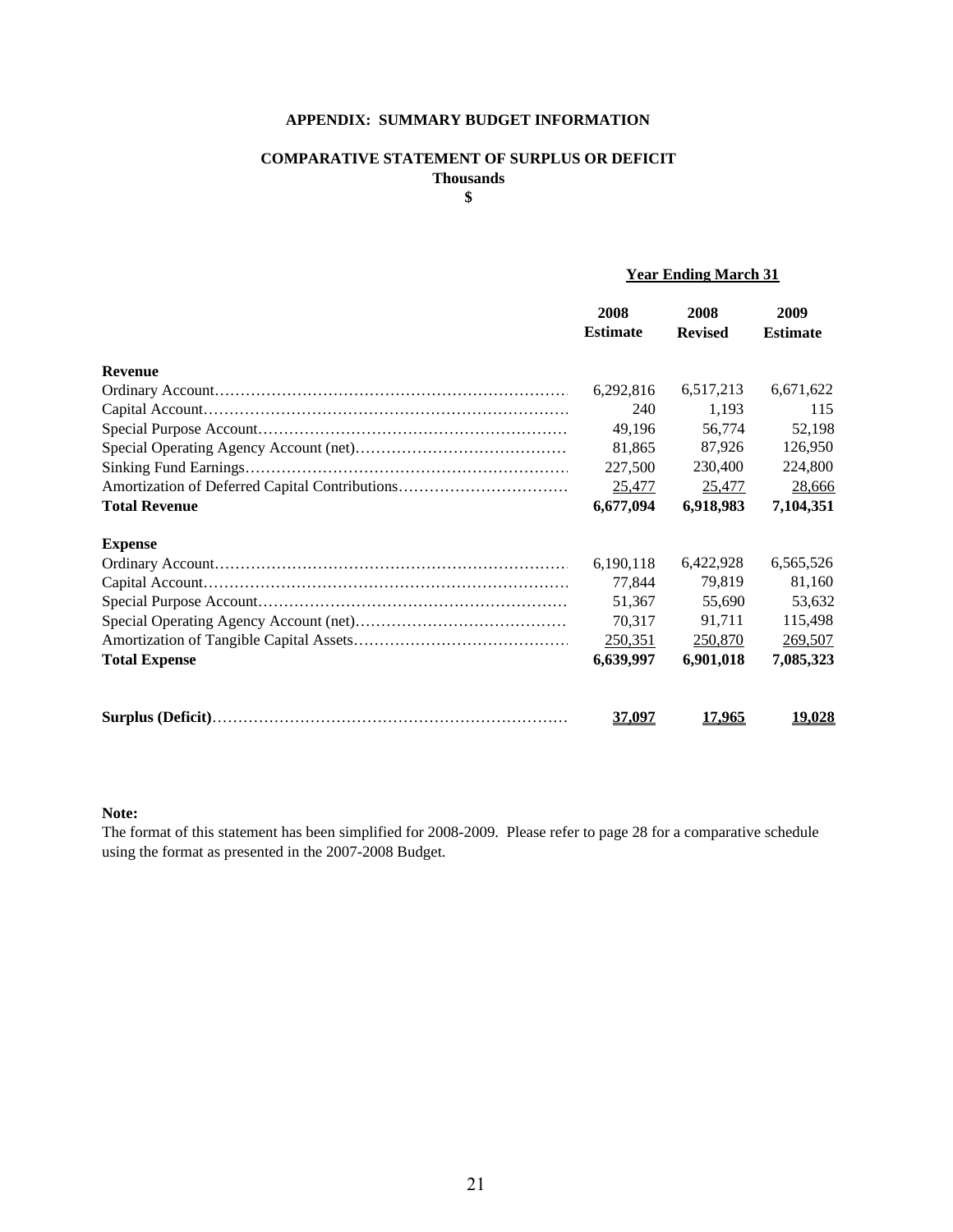## APPENDIX: SUMMARY BUDGET INFORMATION

### COMPARATIVE STATEMENT OF SURPLUS OR DEFICIT

**Thousands**

**$**

| | Year Ending March 31 | | |
|---|---|---|---|
| | **2008 Estimate** | **2008 Revised** | **2009 Estimate** |
| **Revenue** | | | |
| Ordinary Account | 6,292,816 | 6,517,213 | 6,671,622 |
| Capital Account | 240 | 1,193 | 115 |
| Special Purpose Account | 49,196 | 56,774 | 52,198 |
| Special Operating Agency Account (net) | 81,865 | 87,926 | 126,950 |
| Sinking Fund Earnings | 227,500 | 230,400 | 224,800 |
| Amortization of Deferred Capital Contributions | 25,477 | 25,477 | 28,666 |
| **Total Revenue** | **6,677,094** | **6,918,983** | **7,104,351** |
| **Expense** | | | |
| Ordinary Account | 6,190,118 | 6,422,928 | 6,565,526 |
| Capital Account | 77,844 | 79,819 | 81,160 |
| Special Purpose Account | 51,367 | 55,690 | 53,632 |
| Special Operating Agency Account (net) | 70,317 | 91,711 | 115,498 |
| Amortization of Tangible Capital Assets | 250,351 | 250,870 | 269,507 |
| **Total Expense** | **6,639,997** | **6,901,018** | **7,085,323** |
| **Surplus (Deficit)** | **37,097** | **17,965** | **19,028** |

**Note:**

The format of this statement has been simplified for 2008-2009. Please refer to page 28 for a comparative schedule using the format as presented in the 2007-2008 Budget.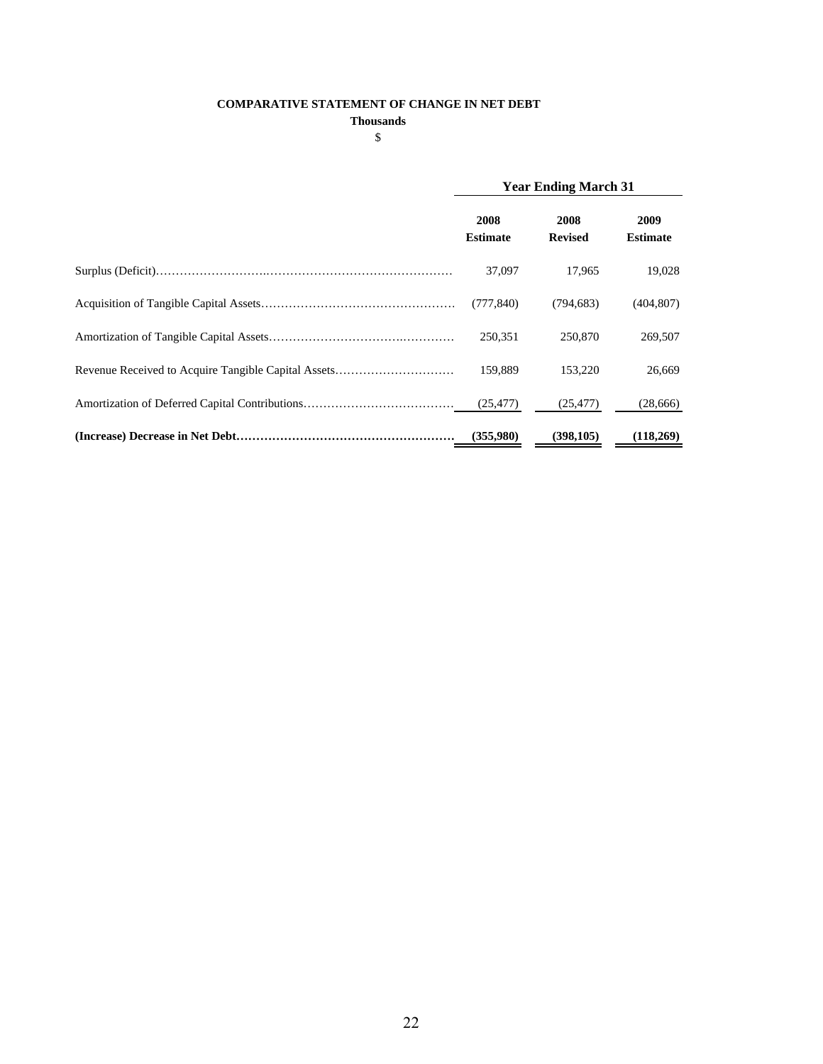**COMPARATIVE STATEMENT OF CHANGE IN NET DEBT**

**Thousands**

$

| | **Year Ending March 31** | | |
|---|---|---|---|
| | **2008 Estimate** | **2008 Revised** | **2009 Estimate** |
| Surplus (Deficit) | 37,097 | 17,965 | 19,028 |
| Acquisition of Tangible Capital Assets | (777,840) | (794,683) | (404,807) |
| Amortization of Tangible Capital Assets | 250,351 | 250,870 | 269,507 |
| Revenue Received to Acquire Tangible Capital Assets | 159,889 | 153,220 | 26,669 |
| Amortization of Deferred Capital Contributions | (25,477) | (25,477) | (28,666) |
| **(Increase) Decrease in Net Debt** | **(355,980)** | **(398,105)** | **(118,269)** |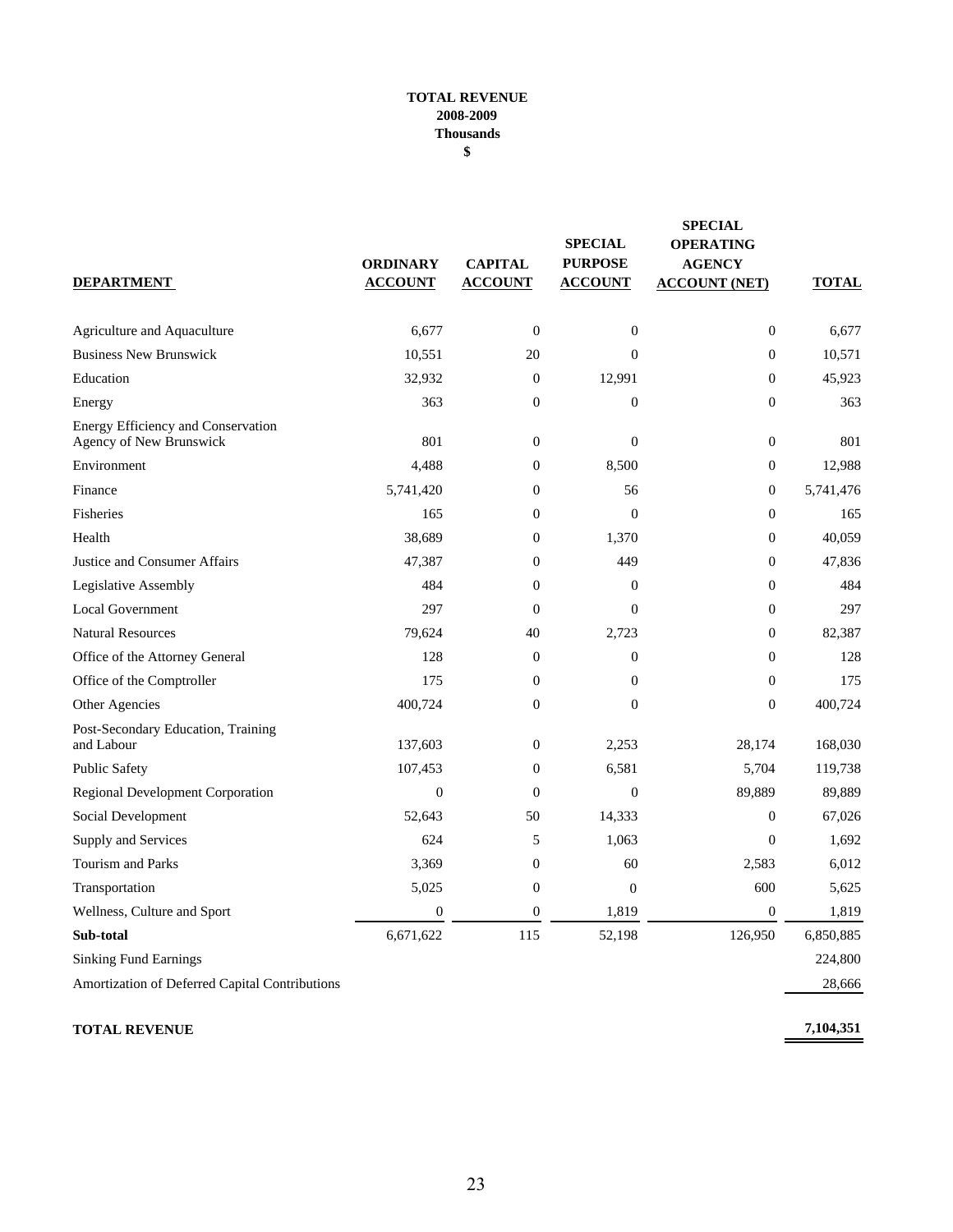**TOTAL REVENUE**
**2008-2009**
**Thousands**
**$**

| DEPARTMENT | ORDINARY ACCOUNT | CAPITAL ACCOUNT | SPECIAL PURPOSE ACCOUNT | SPECIAL OPERATING AGENCY ACCOUNT (NET) | TOTAL |
|---|---|---|---|---|---|
| Agriculture and Aquaculture | 6,677 | 0 | 0 | 0 | 6,677 |
| Business New Brunswick | 10,551 | 20 | 0 | 0 | 10,571 |
| Education | 32,932 | 0 | 12,991 | 0 | 45,923 |
| Energy | 363 | 0 | 0 | 0 | 363 |
| Energy Efficiency and Conservation Agency of New Brunswick | 801 | 0 | 0 | 0 | 801 |
| Environment | 4,488 | 0 | 8,500 | 0 | 12,988 |
| Finance | 5,741,420 | 0 | 56 | 0 | 5,741,476 |
| Fisheries | 165 | 0 | 0 | 0 | 165 |
| Health | 38,689 | 0 | 1,370 | 0 | 40,059 |
| Justice and Consumer Affairs | 47,387 | 0 | 449 | 0 | 47,836 |
| Legislative Assembly | 484 | 0 | 0 | 0 | 484 |
| Local Government | 297 | 0 | 0 | 0 | 297 |
| Natural Resources | 79,624 | 40 | 2,723 | 0 | 82,387 |
| Office of the Attorney General | 128 | 0 | 0 | 0 | 128 |
| Office of the Comptroller | 175 | 0 | 0 | 0 | 175 |
| Other Agencies | 400,724 | 0 | 0 | 0 | 400,724 |
| Post-Secondary Education, Training and Labour | 137,603 | 0 | 2,253 | 28,174 | 168,030 |
| Public Safety | 107,453 | 0 | 6,581 | 5,704 | 119,738 |
| Regional Development Corporation | 0 | 0 | 0 | 89,889 | 89,889 |
| Social Development | 52,643 | 50 | 14,333 | 0 | 67,026 |
| Supply and Services | 624 | 5 | 1,063 | 0 | 1,692 |
| Tourism and Parks | 3,369 | 0 | 60 | 2,583 | 6,012 |
| Transportation | 5,025 | 0 | 0 | 600 | 5,625 |
| Wellness, Culture and Sport | 0 | 0 | 1,819 | 0 | 1,819 |
| **Sub-total** | 6,671,622 | 115 | 52,198 | 126,950 | 6,850,885 |
| Sinking Fund Earnings | | | | | 224,800 |
| Amortization of Deferred Capital Contributions | | | | | 28,666 |
| **TOTAL REVENUE** | | | | | **7,104,351** |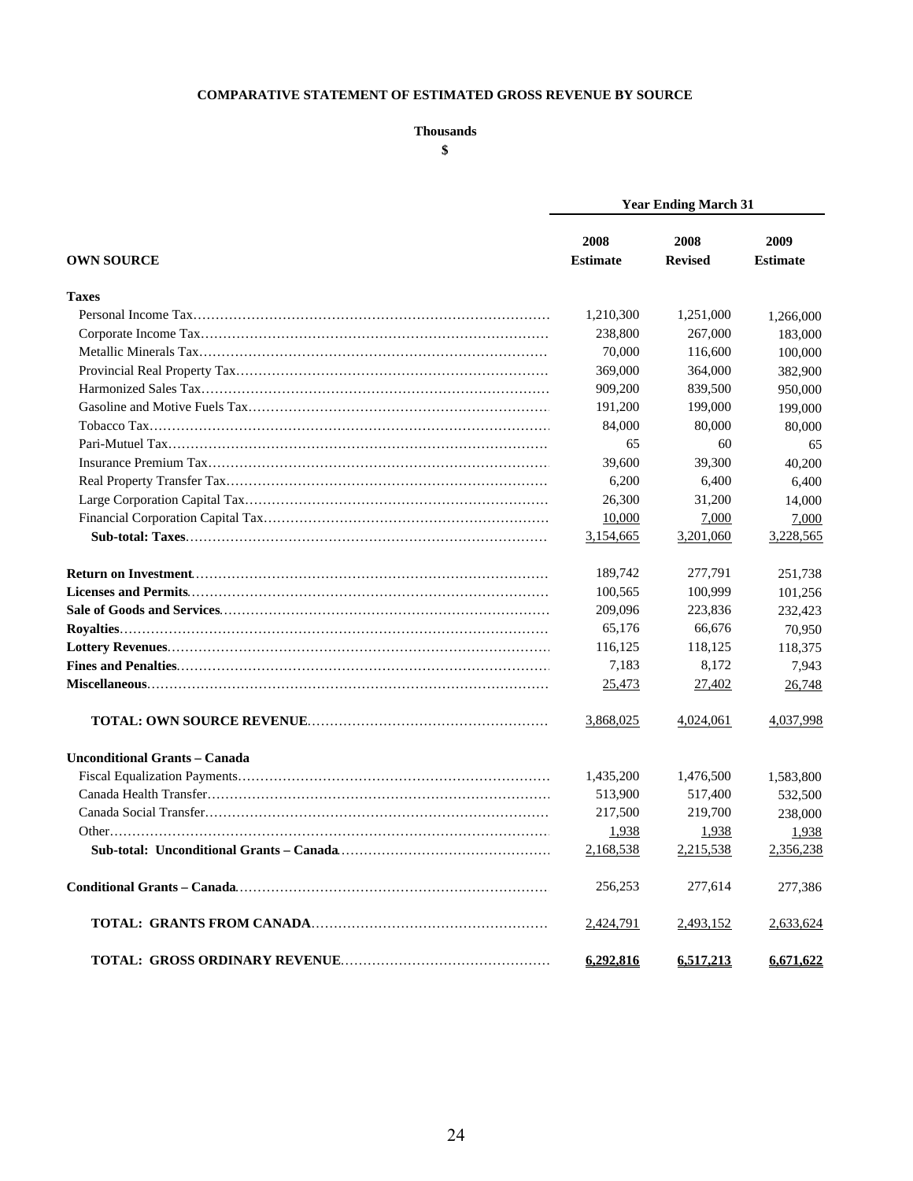# COMPARATIVE STATEMENT OF ESTIMATED GROSS REVENUE BY SOURCE

**Thousands**

**$**

| | Year Ending March 31 | | |
|---|---|---|---|
| **OWN SOURCE** | **2008 Estimate** | **2008 Revised** | **2009 Estimate** |
| **Taxes** | | | |
| Personal Income Tax | 1,210,300 | 1,251,000 | 1,266,000 |
| Corporate Income Tax | 238,800 | 267,000 | 183,000 |
| Metallic Minerals Tax | 70,000 | 116,600 | 100,000 |
| Provincial Real Property Tax | 369,000 | 364,000 | 382,900 |
| Harmonized Sales Tax | 909,200 | 839,500 | 950,000 |
| Gasoline and Motive Fuels Tax | 191,200 | 199,000 | 199,000 |
| Tobacco Tax | 84,000 | 80,000 | 80,000 |
| Pari-Mutuel Tax | 65 | 60 | 65 |
| Insurance Premium Tax | 39,600 | 39,300 | 40,200 |
| Real Property Transfer Tax | 6,200 | 6,400 | 6,400 |
| Large Corporation Capital Tax | 26,300 | 31,200 | 14,000 |
| Financial Corporation Capital Tax | 10,000 | 7,000 | 7,000 |
| **Sub-total: Taxes** | 3,154,665 | 3,201,060 | 3,228,565 |
| **Return on Investment** | 189,742 | 277,791 | 251,738 |
| **Licenses and Permits** | 100,565 | 100,999 | 101,256 |
| **Sale of Goods and Services** | 209,096 | 223,836 | 232,423 |
| **Royalties** | 65,176 | 66,676 | 70,950 |
| **Lottery Revenues** | 116,125 | 118,125 | 118,375 |
| **Fines and Penalties** | 7,183 | 8,172 | 7,943 |
| **Miscellaneous** | 25,473 | 27,402 | 26,748 |
| **TOTAL: OWN SOURCE REVENUE** | 3,868,025 | 4,024,061 | 4,037,998 |
| **Unconditional Grants – Canada** | | | |
| Fiscal Equalization Payments | 1,435,200 | 1,476,500 | 1,583,800 |
| Canada Health Transfer | 513,900 | 517,400 | 532,500 |
| Canada Social Transfer | 217,500 | 219,700 | 238,000 |
| Other | 1,938 | 1,938 | 1,938 |
| **Sub-total: Unconditional Grants – Canada** | 2,168,538 | 2,215,538 | 2,356,238 |
| **Conditional Grants – Canada** | 256,253 | 277,614 | 277,386 |
| **TOTAL: GRANTS FROM CANADA** | 2,424,791 | 2,493,152 | 2,633,624 |
| **TOTAL: GROSS ORDINARY REVENUE** | **6,292,816** | **6,517,213** | **6,671,622** |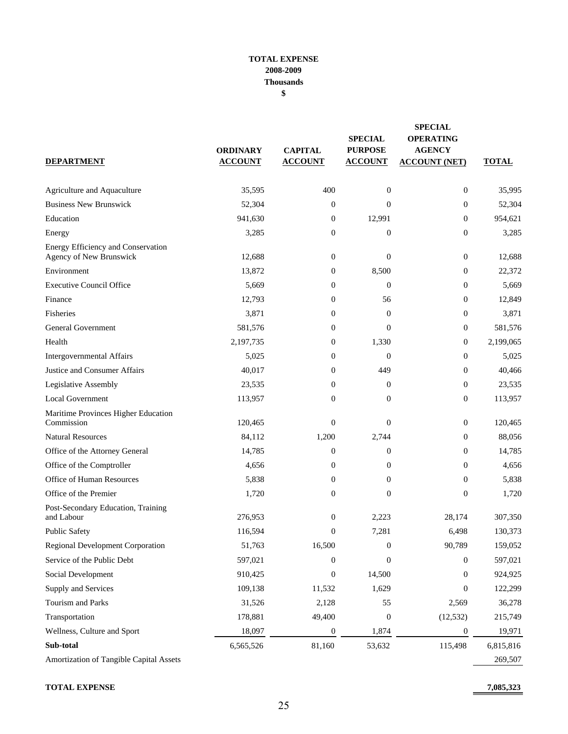**TOTAL EXPENSE**
**2008-2009**
**Thousands**
**$**

| DEPARTMENT | ORDINARY ACCOUNT | CAPITAL ACCOUNT | SPECIAL PURPOSE ACCOUNT | SPECIAL OPERATING AGENCY ACCOUNT (NET) | TOTAL |
|---|---|---|---|---|---|
| Agriculture and Aquaculture | 35,595 | 400 | 0 | 0 | 35,995 |
| Business New Brunswick | 52,304 | 0 | 0 | 0 | 52,304 |
| Education | 941,630 | 0 | 12,991 | 0 | 954,621 |
| Energy | 3,285 | 0 | 0 | 0 | 3,285 |
| Energy Efficiency and Conservation Agency of New Brunswick | 12,688 | 0 | 0 | 0 | 12,688 |
| Environment | 13,872 | 0 | 8,500 | 0 | 22,372 |
| Executive Council Office | 5,669 | 0 | 0 | 0 | 5,669 |
| Finance | 12,793 | 0 | 56 | 0 | 12,849 |
| Fisheries | 3,871 | 0 | 0 | 0 | 3,871 |
| General Government | 581,576 | 0 | 0 | 0 | 581,576 |
| Health | 2,197,735 | 0 | 1,330 | 0 | 2,199,065 |
| Intergovernmental Affairs | 5,025 | 0 | 0 | 0 | 5,025 |
| Justice and Consumer Affairs | 40,017 | 0 | 449 | 0 | 40,466 |
| Legislative Assembly | 23,535 | 0 | 0 | 0 | 23,535 |
| Local Government | 113,957 | 0 | 0 | 0 | 113,957 |
| Maritime Provinces Higher Education Commission | 120,465 | 0 | 0 | 0 | 120,465 |
| Natural Resources | 84,112 | 1,200 | 2,744 | 0 | 88,056 |
| Office of the Attorney General | 14,785 | 0 | 0 | 0 | 14,785 |
| Office of the Comptroller | 4,656 | 0 | 0 | 0 | 4,656 |
| Office of Human Resources | 5,838 | 0 | 0 | 0 | 5,838 |
| Office of the Premier | 1,720 | 0 | 0 | 0 | 1,720 |
| Post-Secondary Education, Training and Labour | 276,953 | 0 | 2,223 | 28,174 | 307,350 |
| Public Safety | 116,594 | 0 | 7,281 | 6,498 | 130,373 |
| Regional Development Corporation | 51,763 | 16,500 | 0 | 90,789 | 159,052 |
| Service of the Public Debt | 597,021 | 0 | 0 | 0 | 597,021 |
| Social Development | 910,425 | 0 | 14,500 | 0 | 924,925 |
| Supply and Services | 109,138 | 11,532 | 1,629 | 0 | 122,299 |
| Tourism and Parks | 31,526 | 2,128 | 55 | 2,569 | 36,278 |
| Transportation | 178,881 | 49,400 | 0 | (12,532) | 215,749 |
| Wellness, Culture and Sport | 18,097 | 0 | 1,874 | 0 | 19,971 |
| **Sub-total** | 6,565,526 | 81,160 | 53,632 | 115,498 | 6,815,816 |
| Amortization of Tangible Capital Assets | | | | | 269,507 |
| **TOTAL EXPENSE** | | | | | **7,085,323** |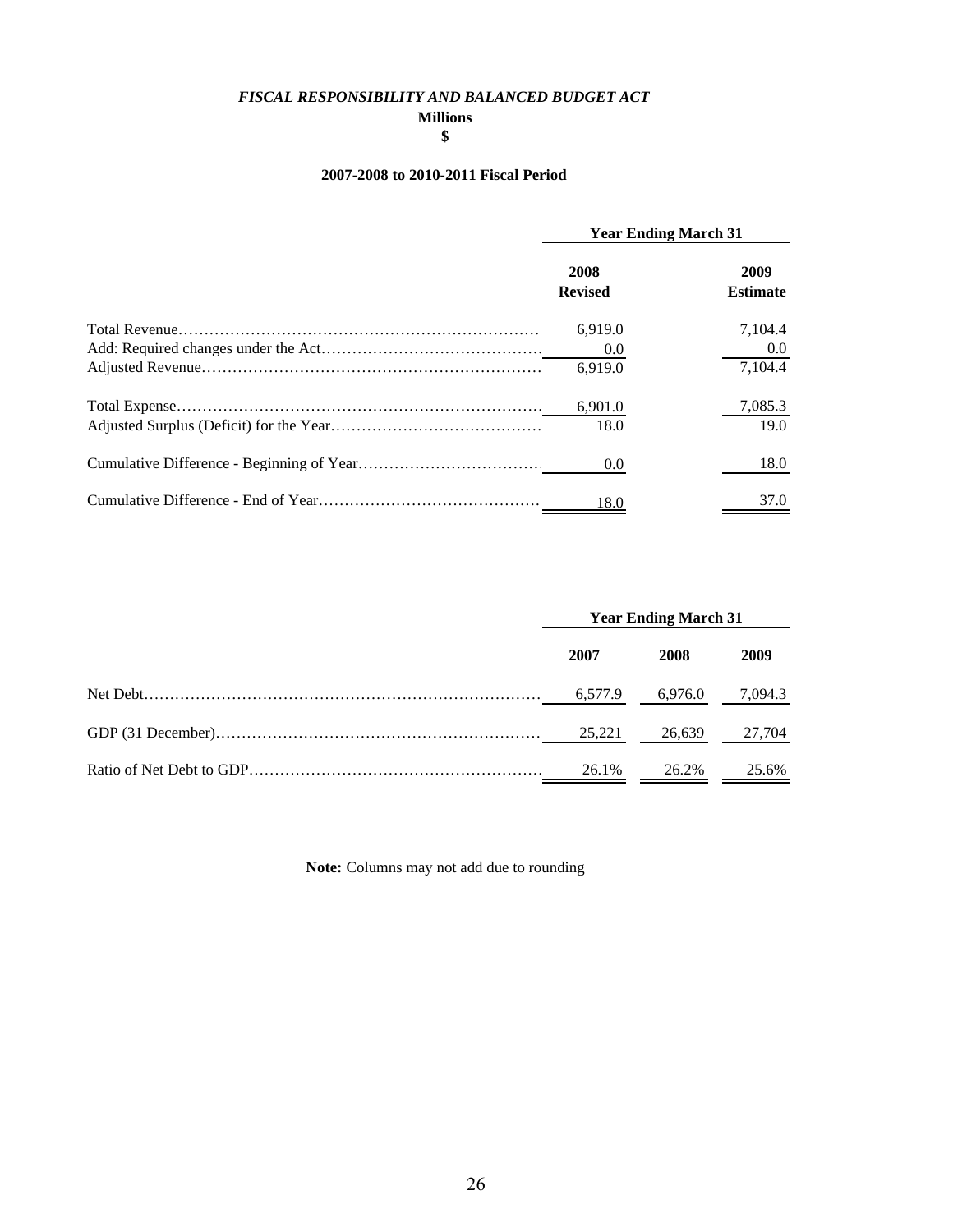# *FISCAL RESPONSIBILITY AND BALANCED BUDGET ACT*

**Millions**

**$**

**2007-2008 to 2010-2011 Fiscal Period**

| | Year Ending March 31 | |
|---|---|---|
| | **2008 Revised** | **2009 Estimate** |
| Total Revenue | 6,919.0 | 7,104.4 |
| Add: Required changes under the Act | 0.0 | 0.0 |
| Adjusted Revenue | 6,919.0 | 7,104.4 |
| Total Expense | 6,901.0 | 7,085.3 |
| Adjusted Surplus (Deficit) for the Year | 18.0 | 19.0 |
| Cumulative Difference - Beginning of Year | 0.0 | 18.0 |
| Cumulative Difference - End of Year | 18.0 | 37.0 |

| | Year Ending March 31 | | |
|---|---|---|---|
| | **2007** | **2008** | **2009** |
| Net Debt | 6,577.9 | 6,976.0 | 7,094.3 |
| GDP (31 December) | 25,221 | 26,639 | 27,704 |
| Ratio of Net Debt to GDP | 26.1% | 26.2% | 25.6% |

**Note:** Columns may not add due to rounding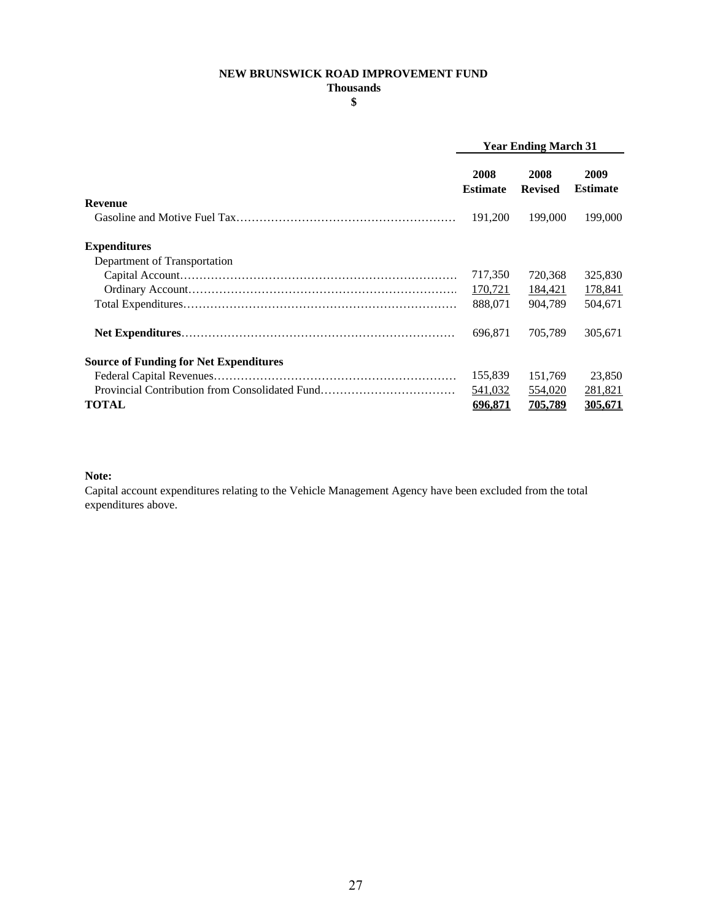## NEW BRUNSWICK ROAD IMPROVEMENT FUND

**Thousands**

**$**

| | Year Ending March 31 | | |
|---|---|---|---|
| | **2008 Estimate** | **2008 Revised** | **2009 Estimate** |
| **Revenue** | | | |
| Gasoline and Motive Fuel Tax | 191,200 | 199,000 | 199,000 |
| **Expenditures** | | | |
| Department of Transportation | | | |
| Capital Account | 717,350 | 720,368 | 325,830 |
| Ordinary Account | 170,721 | 184,421 | 178,841 |
| Total Expenditures | 888,071 | 904,789 | 504,671 |
| **Net Expenditures** | 696,871 | 705,789 | 305,671 |
| **Source of Funding for Net Expenditures** | | | |
| Federal Capital Revenues | 155,839 | 151,769 | 23,850 |
| Provincial Contribution from Consolidated Fund | 541,032 | 554,020 | 281,821 |
| **TOTAL** | **696,871** | **705,789** | **305,671** |

**Note:**

Capital account expenditures relating to the Vehicle Management Agency have been excluded from the total expenditures above.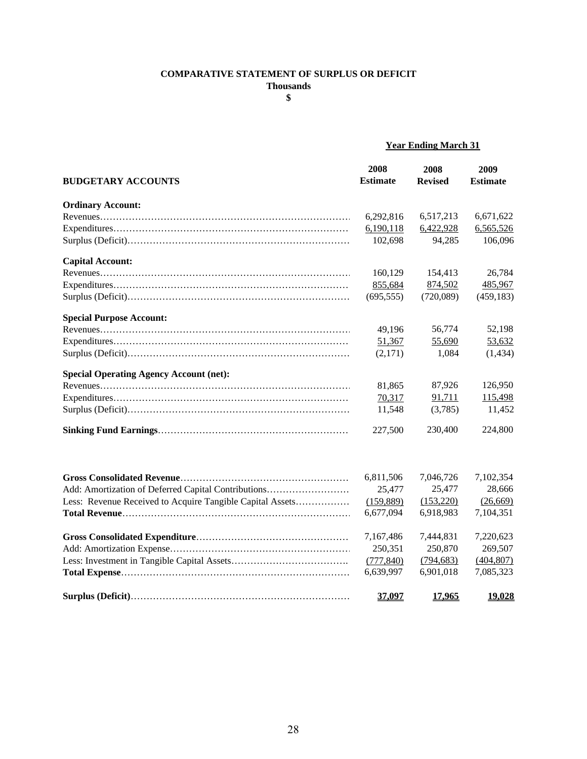## COMPARATIVE STATEMENT OF SURPLUS OR DEFICIT

**Thousands**

**$**

| BUDGETARY ACCOUNTS | 2008 Estimate | 2008 Revised | 2009 Estimate |
|---|---|---|---|
| | **Year Ending March 31** | | |
| **Ordinary Account:** | | | |
| Revenues | 6,292,816 | 6,517,213 | 6,671,622 |
| Expenditures | 6,190,118 | 6,422,928 | 6,565,526 |
| Surplus (Deficit) | 102,698 | 94,285 | 106,096 |
| **Capital Account:** | | | |
| Revenues | 160,129 | 154,413 | 26,784 |
| Expenditures | 855,684 | 874,502 | 485,967 |
| Surplus (Deficit) | (695,555) | (720,089) | (459,183) |
| **Special Purpose Account:** | | | |
| Revenues | 49,196 | 56,774 | 52,198 |
| Expenditures | 51,367 | 55,690 | 53,632 |
| Surplus (Deficit) | (2,171) | 1,084 | (1,434) |
| **Special Operating Agency Account (net):** | | | |
| Revenues | 81,865 | 87,926 | 126,950 |
| Expenditures | 70,317 | 91,711 | 115,498 |
| Surplus (Deficit) | 11,548 | (3,785) | 11,452 |
| **Sinking Fund Earnings** | 227,500 | 230,400 | 224,800 |
| **Gross Consolidated Revenue** | 6,811,506 | 7,046,726 | 7,102,354 |
| Add: Amortization of Deferred Capital Contributions | 25,477 | 25,477 | 28,666 |
| Less: Revenue Received to Acquire Tangible Capital Assets | (159,889) | (153,220) | (26,669) |
| **Total Revenue** | 6,677,094 | 6,918,983 | 7,104,351 |
| **Gross Consolidated Expenditure** | 7,167,486 | 7,444,831 | 7,220,623 |
| Add: Amortization Expense | 250,351 | 250,870 | 269,507 |
| Less: Investment in Tangible Capital Assets | (777,840) | (794,683) | (404,807) |
| **Total Expense** | 6,639,997 | 6,901,018 | 7,085,323 |
| **Surplus (Deficit)** | **37,097** | **17,965** | **19,028** |